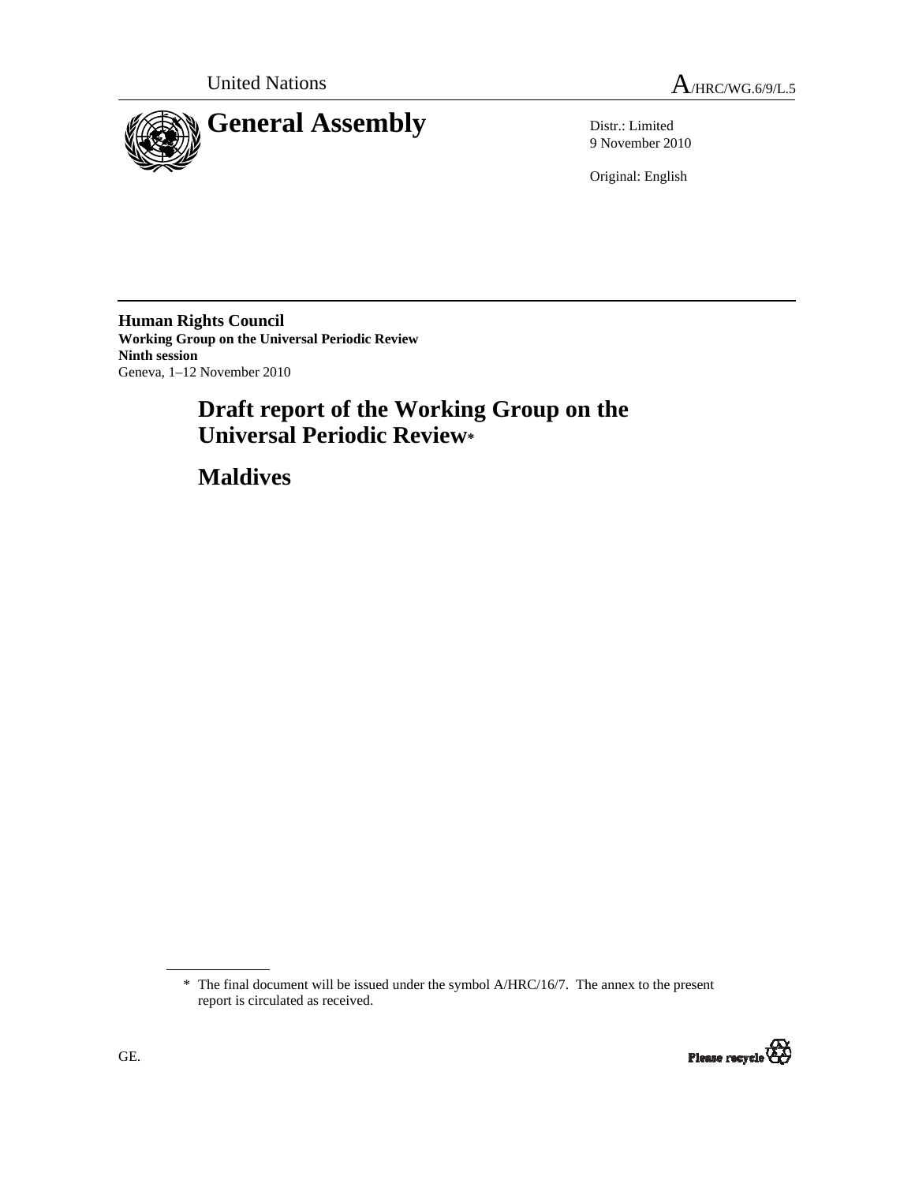United Nations A/HRC/WG.6/9/L.5

# General Assembly

Distr.: Limited
9 November 2010

Original: English

**Human Rights Council**
**Working Group on the Universal Periodic Review**
**Ninth session**
Geneva, 1–12 November 2010

# Draft report of the Working Group on the Universal Periodic Review*

# Maldives

* The final document will be issued under the symbol A/HRC/16/7. The annex to the present report is circulated as received.

GE.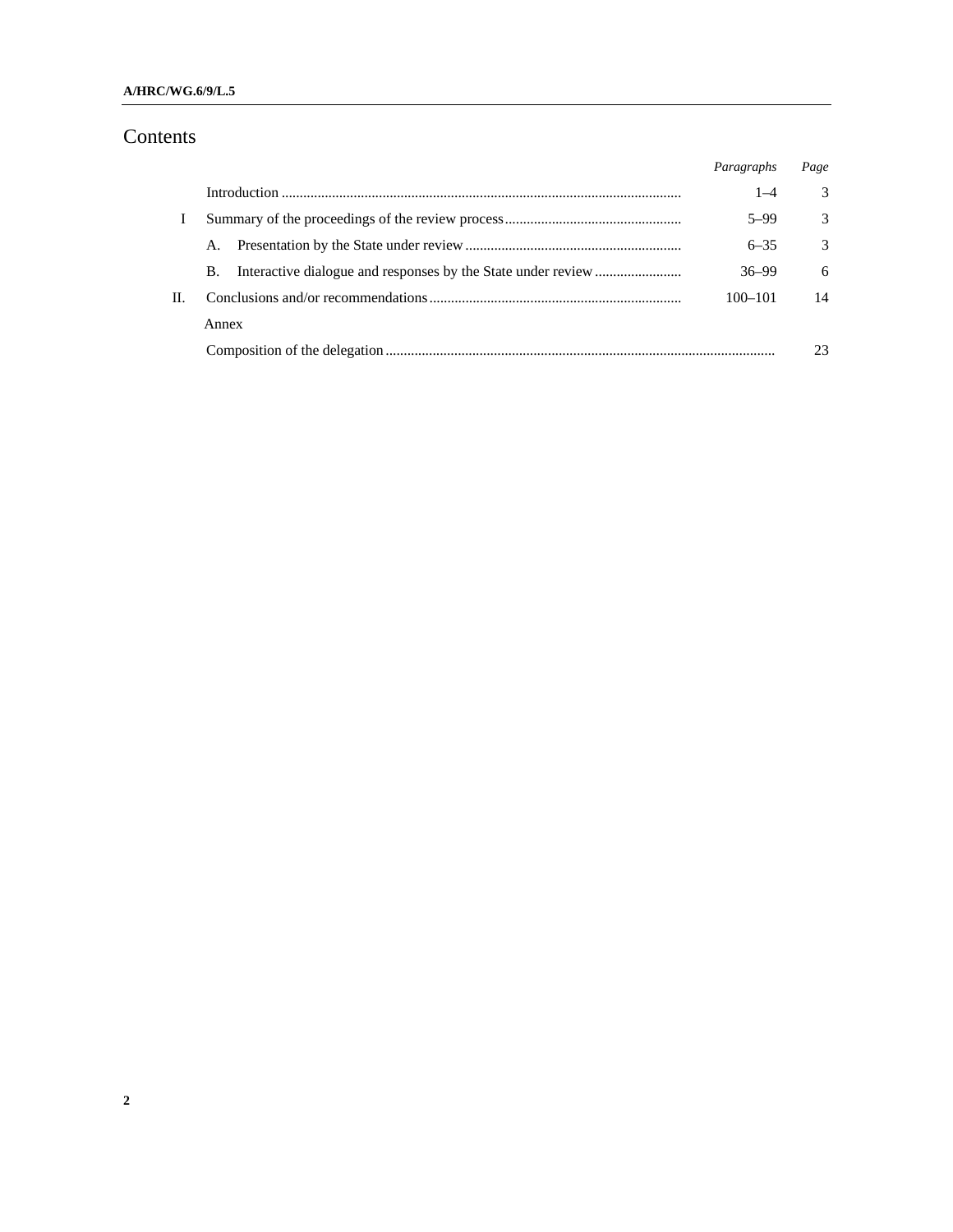# Contents

| | | Paragraphs | Page |
|---|---|---|---|
| | Introduction | 1–4 | 3 |
| I | Summary of the proceedings of the review process | 5–99 | 3 |
| | A. Presentation by the State under review | 6–35 | 3 |
| | B. Interactive dialogue and responses by the State under review | 36–99 | 6 |
| II. | Conclusions and/or recommendations | 100–101 | 14 |
| | Annex | | |
| | Composition of the delegation | | 23 |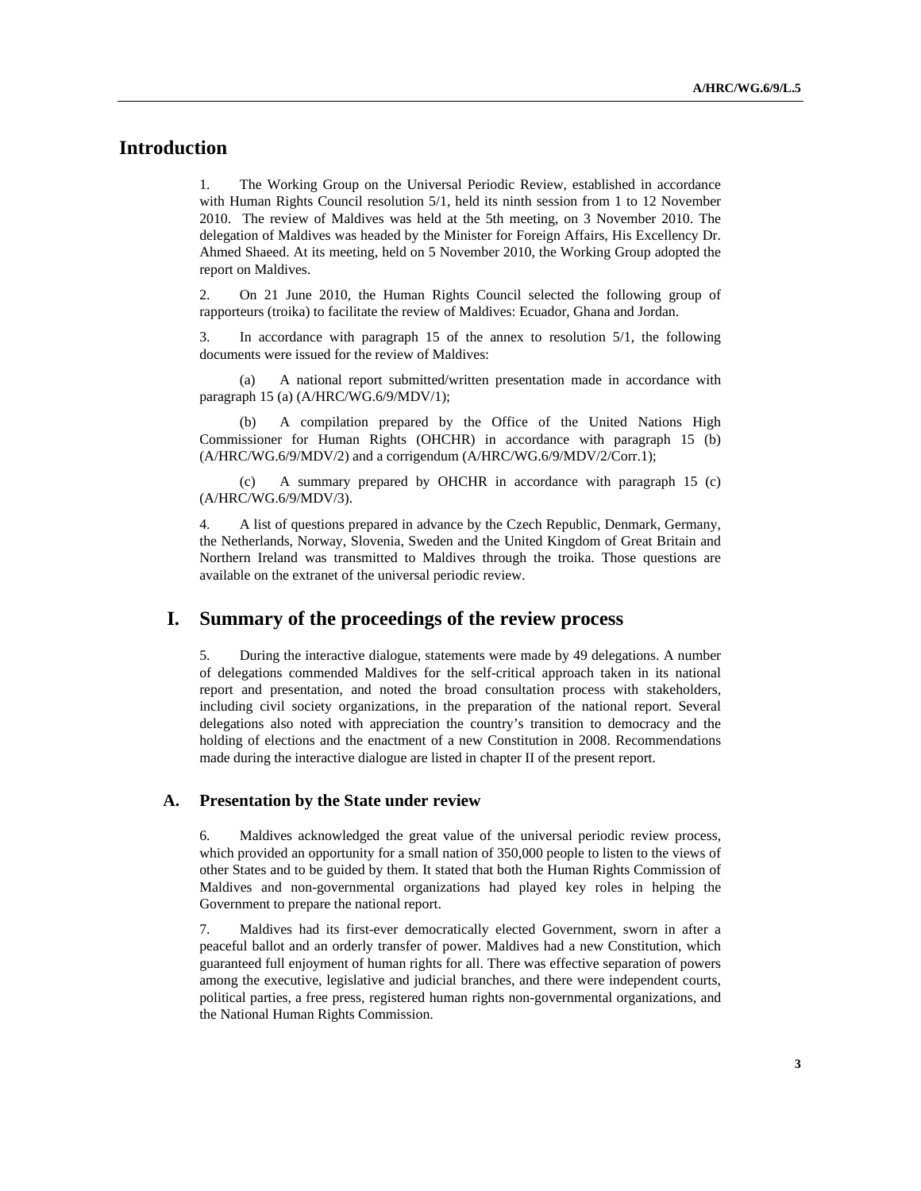## Introduction

1. The Working Group on the Universal Periodic Review, established in accordance with Human Rights Council resolution 5/1, held its ninth session from 1 to 12 November 2010. The review of Maldives was held at the 5th meeting, on 3 November 2010. The delegation of Maldives was headed by the Minister for Foreign Affairs, His Excellency Dr. Ahmed Shaeed. At its meeting, held on 5 November 2010, the Working Group adopted the report on Maldives.

2. On 21 June 2010, the Human Rights Council selected the following group of rapporteurs (troika) to facilitate the review of Maldives: Ecuador, Ghana and Jordan.

3. In accordance with paragraph 15 of the annex to resolution 5/1, the following documents were issued for the review of Maldives:

(a) A national report submitted/written presentation made in accordance with paragraph 15 (a) (A/HRC/WG.6/9/MDV/1);

(b) A compilation prepared by the Office of the United Nations High Commissioner for Human Rights (OHCHR) in accordance with paragraph 15 (b) (A/HRC/WG.6/9/MDV/2) and a corrigendum (A/HRC/WG.6/9/MDV/2/Corr.1);

(c) A summary prepared by OHCHR in accordance with paragraph 15 (c) (A/HRC/WG.6/9/MDV/3).

4. A list of questions prepared in advance by the Czech Republic, Denmark, Germany, the Netherlands, Norway, Slovenia, Sweden and the United Kingdom of Great Britain and Northern Ireland was transmitted to Maldives through the troika. Those questions are available on the extranet of the universal periodic review.

## I. Summary of the proceedings of the review process

5. During the interactive dialogue, statements were made by 49 delegations. A number of delegations commended Maldives for the self-critical approach taken in its national report and presentation, and noted the broad consultation process with stakeholders, including civil society organizations, in the preparation of the national report. Several delegations also noted with appreciation the country's transition to democracy and the holding of elections and the enactment of a new Constitution in 2008. Recommendations made during the interactive dialogue are listed in chapter II of the present report.

### A. Presentation by the State under review

6. Maldives acknowledged the great value of the universal periodic review process, which provided an opportunity for a small nation of 350,000 people to listen to the views of other States and to be guided by them. It stated that both the Human Rights Commission of Maldives and non-governmental organizations had played key roles in helping the Government to prepare the national report.

7. Maldives had its first-ever democratically elected Government, sworn in after a peaceful ballot and an orderly transfer of power. Maldives had a new Constitution, which guaranteed full enjoyment of human rights for all. There was effective separation of powers among the executive, legislative and judicial branches, and there were independent courts, political parties, a free press, registered human rights non-governmental organizations, and the National Human Rights Commission.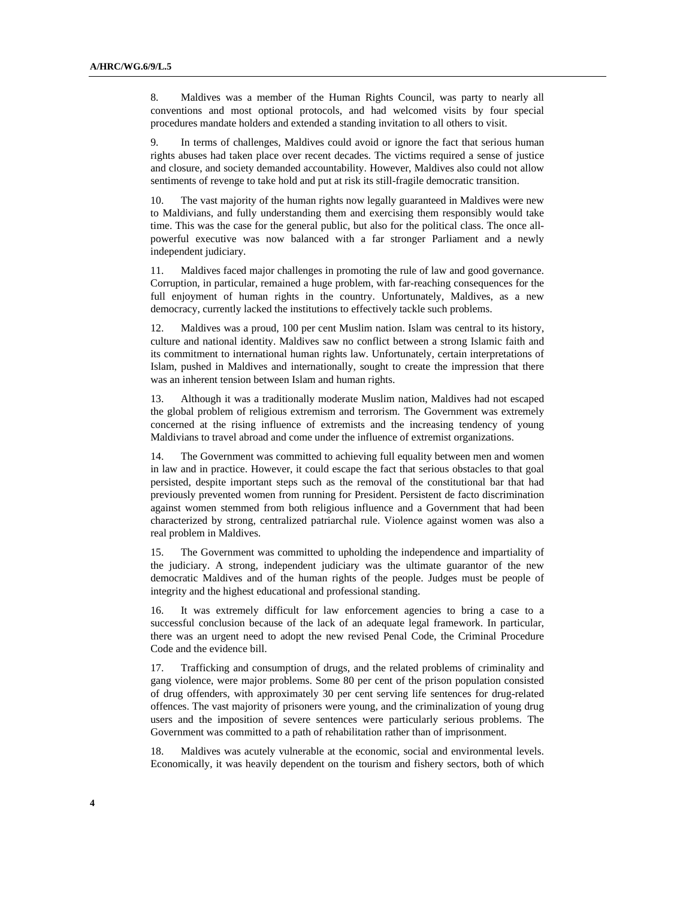8. Maldives was a member of the Human Rights Council, was party to nearly all conventions and most optional protocols, and had welcomed visits by four special procedures mandate holders and extended a standing invitation to all others to visit.

9. In terms of challenges, Maldives could avoid or ignore the fact that serious human rights abuses had taken place over recent decades. The victims required a sense of justice and closure, and society demanded accountability. However, Maldives also could not allow sentiments of revenge to take hold and put at risk its still-fragile democratic transition.

10. The vast majority of the human rights now legally guaranteed in Maldives were new to Maldivians, and fully understanding them and exercising them responsibly would take time. This was the case for the general public, but also for the political class. The once all-powerful executive was now balanced with a far stronger Parliament and a newly independent judiciary.

11. Maldives faced major challenges in promoting the rule of law and good governance. Corruption, in particular, remained a huge problem, with far-reaching consequences for the full enjoyment of human rights in the country. Unfortunately, Maldives, as a new democracy, currently lacked the institutions to effectively tackle such problems.

12. Maldives was a proud, 100 per cent Muslim nation. Islam was central to its history, culture and national identity. Maldives saw no conflict between a strong Islamic faith and its commitment to international human rights law. Unfortunately, certain interpretations of Islam, pushed in Maldives and internationally, sought to create the impression that there was an inherent tension between Islam and human rights.

13. Although it was a traditionally moderate Muslim nation, Maldives had not escaped the global problem of religious extremism and terrorism. The Government was extremely concerned at the rising influence of extremists and the increasing tendency of young Maldivians to travel abroad and come under the influence of extremist organizations.

14. The Government was committed to achieving full equality between men and women in law and in practice. However, it could escape the fact that serious obstacles to that goal persisted, despite important steps such as the removal of the constitutional bar that had previously prevented women from running for President. Persistent de facto discrimination against women stemmed from both religious influence and a Government that had been characterized by strong, centralized patriarchal rule. Violence against women was also a real problem in Maldives.

15. The Government was committed to upholding the independence and impartiality of the judiciary. A strong, independent judiciary was the ultimate guarantor of the new democratic Maldives and of the human rights of the people. Judges must be people of integrity and the highest educational and professional standing.

16. It was extremely difficult for law enforcement agencies to bring a case to a successful conclusion because of the lack of an adequate legal framework. In particular, there was an urgent need to adopt the new revised Penal Code, the Criminal Procedure Code and the evidence bill.

17. Trafficking and consumption of drugs, and the related problems of criminality and gang violence, were major problems. Some 80 per cent of the prison population consisted of drug offenders, with approximately 30 per cent serving life sentences for drug-related offences. The vast majority of prisoners were young, and the criminalization of young drug users and the imposition of severe sentences were particularly serious problems. The Government was committed to a path of rehabilitation rather than of imprisonment.

18. Maldives was acutely vulnerable at the economic, social and environmental levels. Economically, it was heavily dependent on the tourism and fishery sectors, both of which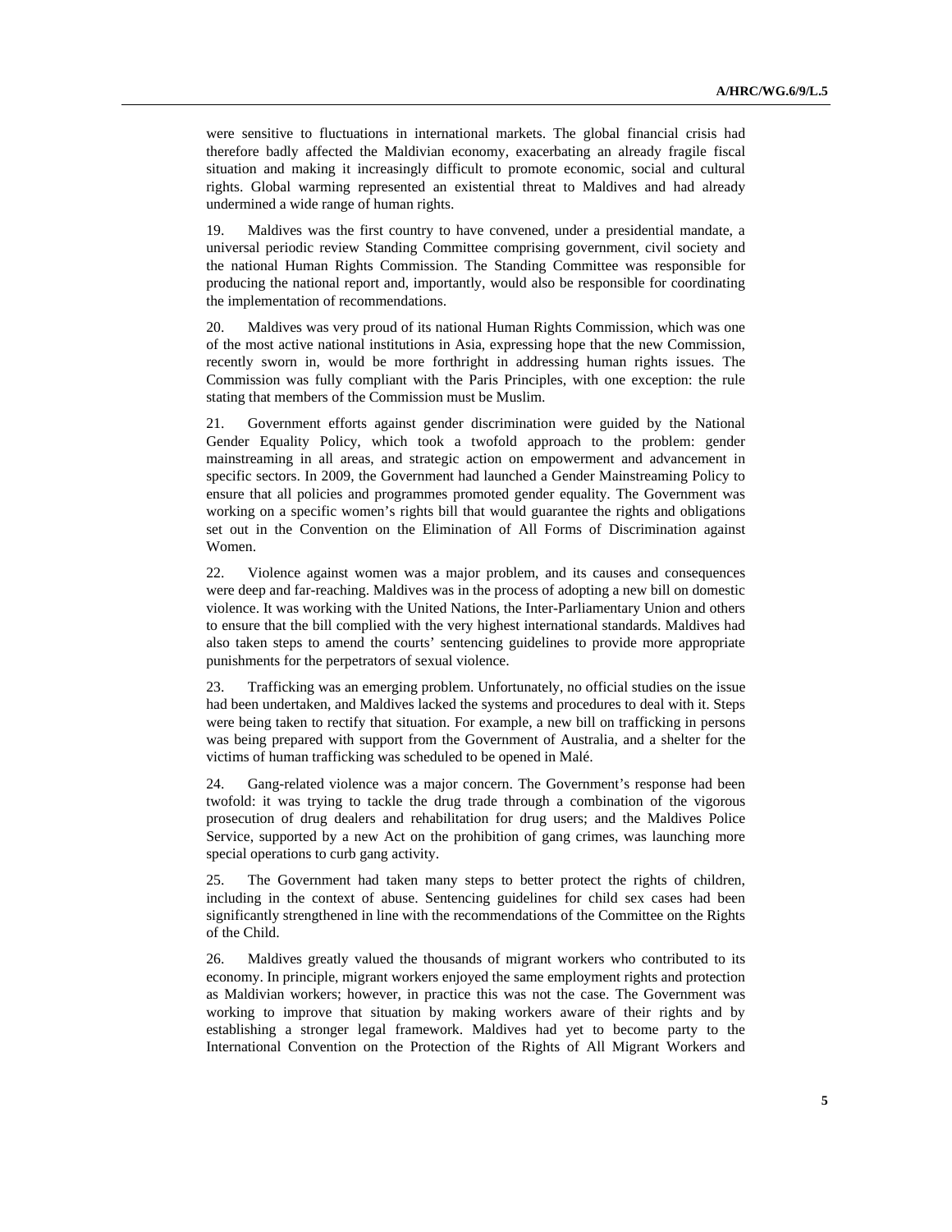were sensitive to fluctuations in international markets. The global financial crisis had therefore badly affected the Maldivian economy, exacerbating an already fragile fiscal situation and making it increasingly difficult to promote economic, social and cultural rights. Global warming represented an existential threat to Maldives and had already undermined a wide range of human rights.

19. Maldives was the first country to have convened, under a presidential mandate, a universal periodic review Standing Committee comprising government, civil society and the national Human Rights Commission. The Standing Committee was responsible for producing the national report and, importantly, would also be responsible for coordinating the implementation of recommendations.

20. Maldives was very proud of its national Human Rights Commission, which was one of the most active national institutions in Asia, expressing hope that the new Commission, recently sworn in, would be more forthright in addressing human rights issues. The Commission was fully compliant with the Paris Principles, with one exception: the rule stating that members of the Commission must be Muslim.

21. Government efforts against gender discrimination were guided by the National Gender Equality Policy, which took a twofold approach to the problem: gender mainstreaming in all areas, and strategic action on empowerment and advancement in specific sectors. In 2009, the Government had launched a Gender Mainstreaming Policy to ensure that all policies and programmes promoted gender equality. The Government was working on a specific women's rights bill that would guarantee the rights and obligations set out in the Convention on the Elimination of All Forms of Discrimination against Women.

22. Violence against women was a major problem, and its causes and consequences were deep and far-reaching. Maldives was in the process of adopting a new bill on domestic violence. It was working with the United Nations, the Inter-Parliamentary Union and others to ensure that the bill complied with the very highest international standards. Maldives had also taken steps to amend the courts' sentencing guidelines to provide more appropriate punishments for the perpetrators of sexual violence.

23. Trafficking was an emerging problem. Unfortunately, no official studies on the issue had been undertaken, and Maldives lacked the systems and procedures to deal with it. Steps were being taken to rectify that situation. For example, a new bill on trafficking in persons was being prepared with support from the Government of Australia, and a shelter for the victims of human trafficking was scheduled to be opened in Malé.

24. Gang-related violence was a major concern. The Government's response had been twofold: it was trying to tackle the drug trade through a combination of the vigorous prosecution of drug dealers and rehabilitation for drug users; and the Maldives Police Service, supported by a new Act on the prohibition of gang crimes, was launching more special operations to curb gang activity.

25. The Government had taken many steps to better protect the rights of children, including in the context of abuse. Sentencing guidelines for child sex cases had been significantly strengthened in line with the recommendations of the Committee on the Rights of the Child.

26. Maldives greatly valued the thousands of migrant workers who contributed to its economy. In principle, migrant workers enjoyed the same employment rights and protection as Maldivian workers; however, in practice this was not the case. The Government was working to improve that situation by making workers aware of their rights and by establishing a stronger legal framework. Maldives had yet to become party to the International Convention on the Protection of the Rights of All Migrant Workers and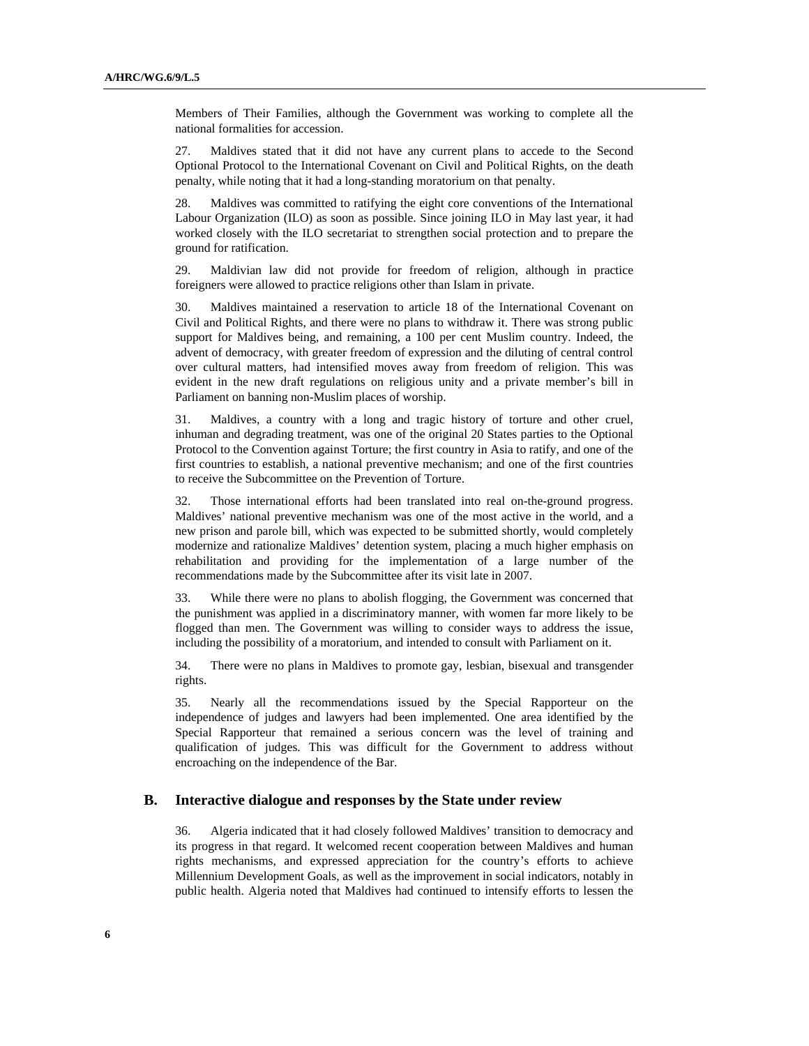Members of Their Families, although the Government was working to complete all the national formalities for accession.

27. Maldives stated that it did not have any current plans to accede to the Second Optional Protocol to the International Covenant on Civil and Political Rights, on the death penalty, while noting that it had a long-standing moratorium on that penalty.

28. Maldives was committed to ratifying the eight core conventions of the International Labour Organization (ILO) as soon as possible. Since joining ILO in May last year, it had worked closely with the ILO secretariat to strengthen social protection and to prepare the ground for ratification.

29. Maldivian law did not provide for freedom of religion, although in practice foreigners were allowed to practice religions other than Islam in private.

30. Maldives maintained a reservation to article 18 of the International Covenant on Civil and Political Rights, and there were no plans to withdraw it. There was strong public support for Maldives being, and remaining, a 100 per cent Muslim country. Indeed, the advent of democracy, with greater freedom of expression and the diluting of central control over cultural matters, had intensified moves away from freedom of religion. This was evident in the new draft regulations on religious unity and a private member's bill in Parliament on banning non-Muslim places of worship.

31. Maldives, a country with a long and tragic history of torture and other cruel, inhuman and degrading treatment, was one of the original 20 States parties to the Optional Protocol to the Convention against Torture; the first country in Asia to ratify, and one of the first countries to establish, a national preventive mechanism; and one of the first countries to receive the Subcommittee on the Prevention of Torture.

32. Those international efforts had been translated into real on-the-ground progress. Maldives' national preventive mechanism was one of the most active in the world, and a new prison and parole bill, which was expected to be submitted shortly, would completely modernize and rationalize Maldives' detention system, placing a much higher emphasis on rehabilitation and providing for the implementation of a large number of the recommendations made by the Subcommittee after its visit late in 2007.

33. While there were no plans to abolish flogging, the Government was concerned that the punishment was applied in a discriminatory manner, with women far more likely to be flogged than men. The Government was willing to consider ways to address the issue, including the possibility of a moratorium, and intended to consult with Parliament on it.

34. There were no plans in Maldives to promote gay, lesbian, bisexual and transgender rights.

35. Nearly all the recommendations issued by the Special Rapporteur on the independence of judges and lawyers had been implemented. One area identified by the Special Rapporteur that remained a serious concern was the level of training and qualification of judges. This was difficult for the Government to address without encroaching on the independence of the Bar.

## B. Interactive dialogue and responses by the State under review

36. Algeria indicated that it had closely followed Maldives' transition to democracy and its progress in that regard. It welcomed recent cooperation between Maldives and human rights mechanisms, and expressed appreciation for the country's efforts to achieve Millennium Development Goals, as well as the improvement in social indicators, notably in public health. Algeria noted that Maldives had continued to intensify efforts to lessen the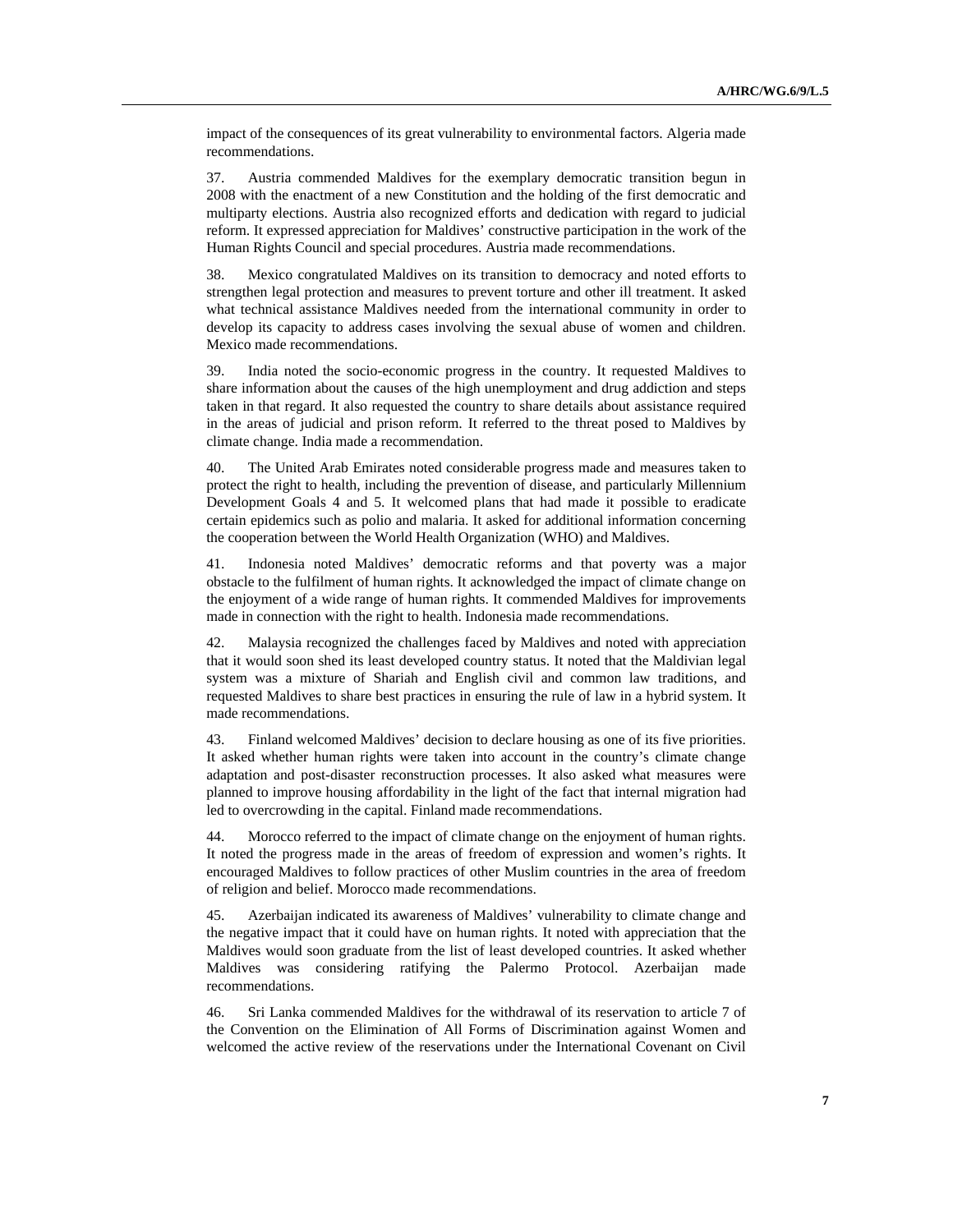impact of the consequences of its great vulnerability to environmental factors. Algeria made recommendations.

37. Austria commended Maldives for the exemplary democratic transition begun in 2008 with the enactment of a new Constitution and the holding of the first democratic and multiparty elections. Austria also recognized efforts and dedication with regard to judicial reform. It expressed appreciation for Maldives' constructive participation in the work of the Human Rights Council and special procedures. Austria made recommendations.

38. Mexico congratulated Maldives on its transition to democracy and noted efforts to strengthen legal protection and measures to prevent torture and other ill treatment. It asked what technical assistance Maldives needed from the international community in order to develop its capacity to address cases involving the sexual abuse of women and children. Mexico made recommendations.

39. India noted the socio-economic progress in the country. It requested Maldives to share information about the causes of the high unemployment and drug addiction and steps taken in that regard. It also requested the country to share details about assistance required in the areas of judicial and prison reform. It referred to the threat posed to Maldives by climate change. India made a recommendation.

40. The United Arab Emirates noted considerable progress made and measures taken to protect the right to health, including the prevention of disease, and particularly Millennium Development Goals 4 and 5. It welcomed plans that had made it possible to eradicate certain epidemics such as polio and malaria. It asked for additional information concerning the cooperation between the World Health Organization (WHO) and Maldives.

41. Indonesia noted Maldives' democratic reforms and that poverty was a major obstacle to the fulfilment of human rights. It acknowledged the impact of climate change on the enjoyment of a wide range of human rights. It commended Maldives for improvements made in connection with the right to health. Indonesia made recommendations.

42. Malaysia recognized the challenges faced by Maldives and noted with appreciation that it would soon shed its least developed country status. It noted that the Maldivian legal system was a mixture of Shariah and English civil and common law traditions, and requested Maldives to share best practices in ensuring the rule of law in a hybrid system. It made recommendations.

43. Finland welcomed Maldives' decision to declare housing as one of its five priorities. It asked whether human rights were taken into account in the country's climate change adaptation and post-disaster reconstruction processes. It also asked what measures were planned to improve housing affordability in the light of the fact that internal migration had led to overcrowding in the capital. Finland made recommendations.

44. Morocco referred to the impact of climate change on the enjoyment of human rights. It noted the progress made in the areas of freedom of expression and women's rights. It encouraged Maldives to follow practices of other Muslim countries in the area of freedom of religion and belief. Morocco made recommendations.

45. Azerbaijan indicated its awareness of Maldives' vulnerability to climate change and the negative impact that it could have on human rights. It noted with appreciation that the Maldives would soon graduate from the list of least developed countries. It asked whether Maldives was considering ratifying the Palermo Protocol. Azerbaijan made recommendations.

46. Sri Lanka commended Maldives for the withdrawal of its reservation to article 7 of the Convention on the Elimination of All Forms of Discrimination against Women and welcomed the active review of the reservations under the International Covenant on Civil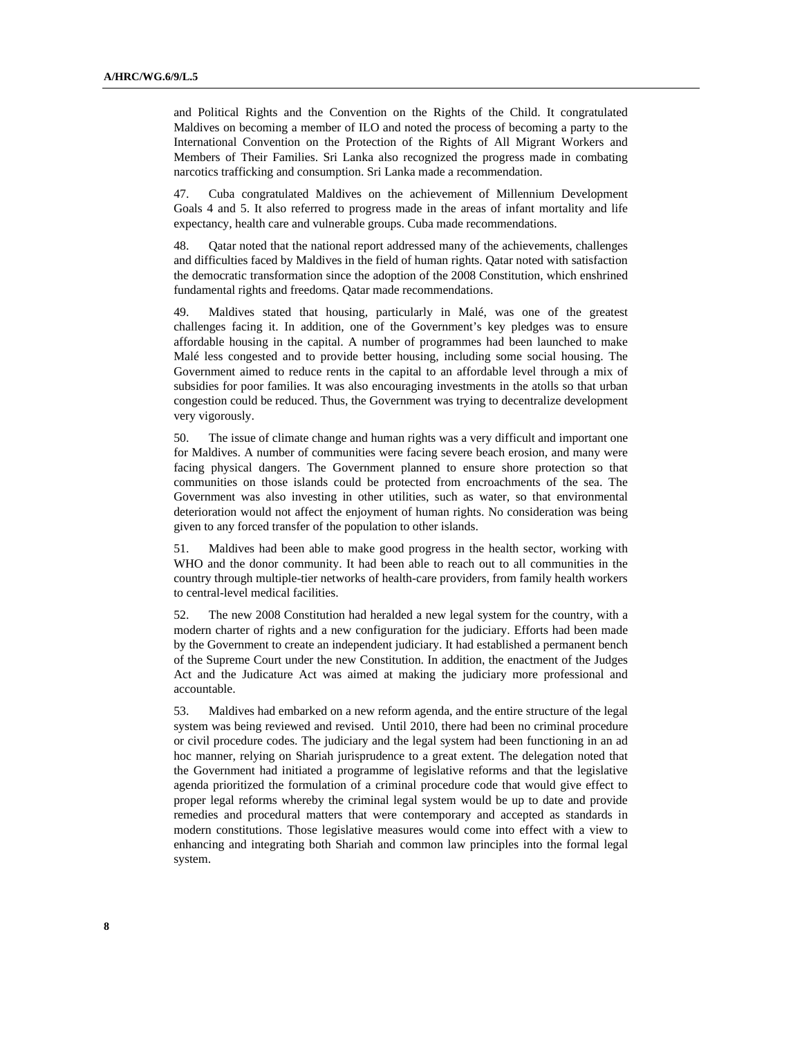and Political Rights and the Convention on the Rights of the Child. It congratulated Maldives on becoming a member of ILO and noted the process of becoming a party to the International Convention on the Protection of the Rights of All Migrant Workers and Members of Their Families. Sri Lanka also recognized the progress made in combating narcotics trafficking and consumption. Sri Lanka made a recommendation.

47. Cuba congratulated Maldives on the achievement of Millennium Development Goals 4 and 5. It also referred to progress made in the areas of infant mortality and life expectancy, health care and vulnerable groups. Cuba made recommendations.

48. Qatar noted that the national report addressed many of the achievements, challenges and difficulties faced by Maldives in the field of human rights. Qatar noted with satisfaction the democratic transformation since the adoption of the 2008 Constitution, which enshrined fundamental rights and freedoms. Qatar made recommendations.

49. Maldives stated that housing, particularly in Malé, was one of the greatest challenges facing it. In addition, one of the Government's key pledges was to ensure affordable housing in the capital. A number of programmes had been launched to make Malé less congested and to provide better housing, including some social housing. The Government aimed to reduce rents in the capital to an affordable level through a mix of subsidies for poor families. It was also encouraging investments in the atolls so that urban congestion could be reduced. Thus, the Government was trying to decentralize development very vigorously.

50. The issue of climate change and human rights was a very difficult and important one for Maldives. A number of communities were facing severe beach erosion, and many were facing physical dangers. The Government planned to ensure shore protection so that communities on those islands could be protected from encroachments of the sea. The Government was also investing in other utilities, such as water, so that environmental deterioration would not affect the enjoyment of human rights. No consideration was being given to any forced transfer of the population to other islands.

51. Maldives had been able to make good progress in the health sector, working with WHO and the donor community. It had been able to reach out to all communities in the country through multiple-tier networks of health-care providers, from family health workers to central-level medical facilities.

52. The new 2008 Constitution had heralded a new legal system for the country, with a modern charter of rights and a new configuration for the judiciary. Efforts had been made by the Government to create an independent judiciary. It had established a permanent bench of the Supreme Court under the new Constitution. In addition, the enactment of the Judges Act and the Judicature Act was aimed at making the judiciary more professional and accountable.

53. Maldives had embarked on a new reform agenda, and the entire structure of the legal system was being reviewed and revised. Until 2010, there had been no criminal procedure or civil procedure codes. The judiciary and the legal system had been functioning in an ad hoc manner, relying on Shariah jurisprudence to a great extent. The delegation noted that the Government had initiated a programme of legislative reforms and that the legislative agenda prioritized the formulation of a criminal procedure code that would give effect to proper legal reforms whereby the criminal legal system would be up to date and provide remedies and procedural matters that were contemporary and accepted as standards in modern constitutions. Those legislative measures would come into effect with a view to enhancing and integrating both Shariah and common law principles into the formal legal system.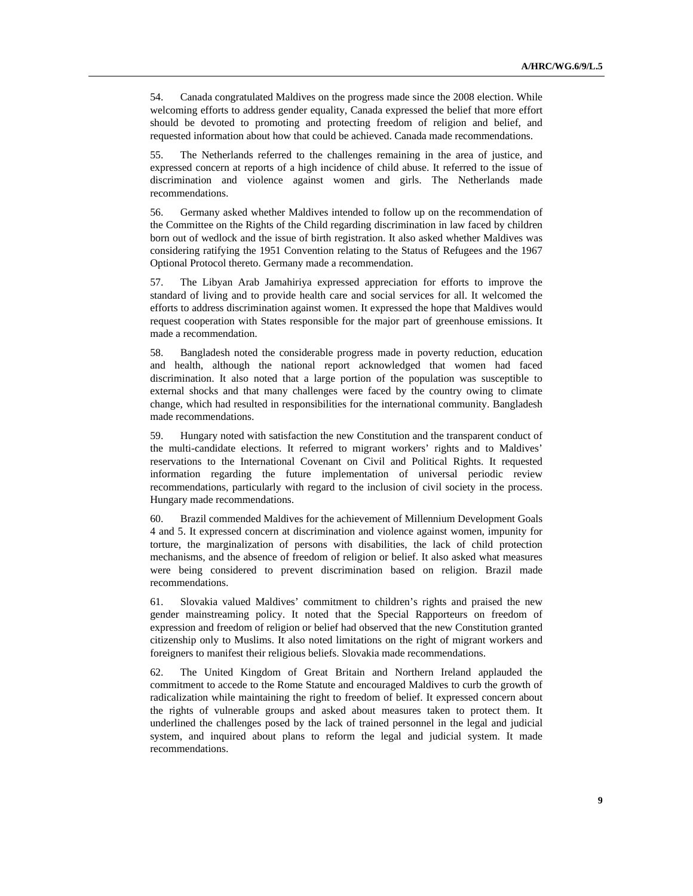54. Canada congratulated Maldives on the progress made since the 2008 election. While welcoming efforts to address gender equality, Canada expressed the belief that more effort should be devoted to promoting and protecting freedom of religion and belief, and requested information about how that could be achieved. Canada made recommendations.

55. The Netherlands referred to the challenges remaining in the area of justice, and expressed concern at reports of a high incidence of child abuse. It referred to the issue of discrimination and violence against women and girls. The Netherlands made recommendations.

56. Germany asked whether Maldives intended to follow up on the recommendation of the Committee on the Rights of the Child regarding discrimination in law faced by children born out of wedlock and the issue of birth registration. It also asked whether Maldives was considering ratifying the 1951 Convention relating to the Status of Refugees and the 1967 Optional Protocol thereto. Germany made a recommendation.

57. The Libyan Arab Jamahiriya expressed appreciation for efforts to improve the standard of living and to provide health care and social services for all. It welcomed the efforts to address discrimination against women. It expressed the hope that Maldives would request cooperation with States responsible for the major part of greenhouse emissions. It made a recommendation.

58. Bangladesh noted the considerable progress made in poverty reduction, education and health, although the national report acknowledged that women had faced discrimination. It also noted that a large portion of the population was susceptible to external shocks and that many challenges were faced by the country owing to climate change, which had resulted in responsibilities for the international community. Bangladesh made recommendations.

59. Hungary noted with satisfaction the new Constitution and the transparent conduct of the multi-candidate elections. It referred to migrant workers' rights and to Maldives' reservations to the International Covenant on Civil and Political Rights. It requested information regarding the future implementation of universal periodic review recommendations, particularly with regard to the inclusion of civil society in the process. Hungary made recommendations.

60. Brazil commended Maldives for the achievement of Millennium Development Goals 4 and 5. It expressed concern at discrimination and violence against women, impunity for torture, the marginalization of persons with disabilities, the lack of child protection mechanisms, and the absence of freedom of religion or belief. It also asked what measures were being considered to prevent discrimination based on religion. Brazil made recommendations.

61. Slovakia valued Maldives' commitment to children's rights and praised the new gender mainstreaming policy. It noted that the Special Rapporteurs on freedom of expression and freedom of religion or belief had observed that the new Constitution granted citizenship only to Muslims. It also noted limitations on the right of migrant workers and foreigners to manifest their religious beliefs. Slovakia made recommendations.

62. The United Kingdom of Great Britain and Northern Ireland applauded the commitment to accede to the Rome Statute and encouraged Maldives to curb the growth of radicalization while maintaining the right to freedom of belief. It expressed concern about the rights of vulnerable groups and asked about measures taken to protect them. It underlined the challenges posed by the lack of trained personnel in the legal and judicial system, and inquired about plans to reform the legal and judicial system. It made recommendations.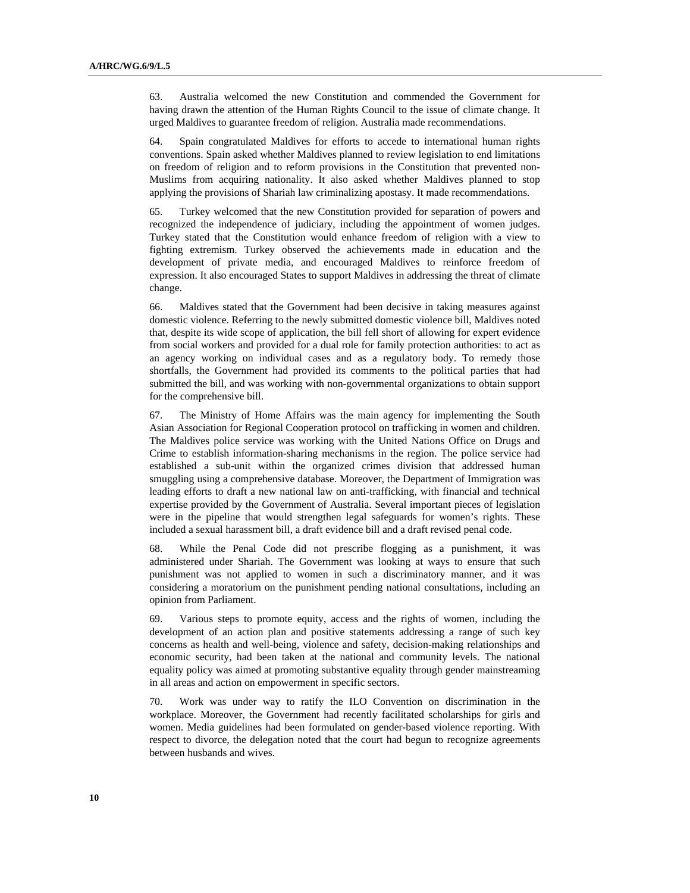63. Australia welcomed the new Constitution and commended the Government for having drawn the attention of the Human Rights Council to the issue of climate change. It urged Maldives to guarantee freedom of religion. Australia made recommendations.

64. Spain congratulated Maldives for efforts to accede to international human rights conventions. Spain asked whether Maldives planned to review legislation to end limitations on freedom of religion and to reform provisions in the Constitution that prevented non-Muslims from acquiring nationality. It also asked whether Maldives planned to stop applying the provisions of Shariah law criminalizing apostasy. It made recommendations.

65. Turkey welcomed that the new Constitution provided for separation of powers and recognized the independence of judiciary, including the appointment of women judges. Turkey stated that the Constitution would enhance freedom of religion with a view to fighting extremism. Turkey observed the achievements made in education and the development of private media, and encouraged Maldives to reinforce freedom of expression. It also encouraged States to support Maldives in addressing the threat of climate change.

66. Maldives stated that the Government had been decisive in taking measures against domestic violence. Referring to the newly submitted domestic violence bill, Maldives noted that, despite its wide scope of application, the bill fell short of allowing for expert evidence from social workers and provided for a dual role for family protection authorities: to act as an agency working on individual cases and as a regulatory body. To remedy those shortfalls, the Government had provided its comments to the political parties that had submitted the bill, and was working with non-governmental organizations to obtain support for the comprehensive bill.

67. The Ministry of Home Affairs was the main agency for implementing the South Asian Association for Regional Cooperation protocol on trafficking in women and children. The Maldives police service was working with the United Nations Office on Drugs and Crime to establish information-sharing mechanisms in the region. The police service had established a sub-unit within the organized crimes division that addressed human smuggling using a comprehensive database. Moreover, the Department of Immigration was leading efforts to draft a new national law on anti-trafficking, with financial and technical expertise provided by the Government of Australia. Several important pieces of legislation were in the pipeline that would strengthen legal safeguards for women's rights. These included a sexual harassment bill, a draft evidence bill and a draft revised penal code.

68. While the Penal Code did not prescribe flogging as a punishment, it was administered under Shariah. The Government was looking at ways to ensure that such punishment was not applied to women in such a discriminatory manner, and it was considering a moratorium on the punishment pending national consultations, including an opinion from Parliament.

69. Various steps to promote equity, access and the rights of women, including the development of an action plan and positive statements addressing a range of such key concerns as health and well-being, violence and safety, decision-making relationships and economic security, had been taken at the national and community levels. The national equality policy was aimed at promoting substantive equality through gender mainstreaming in all areas and action on empowerment in specific sectors.

70. Work was under way to ratify the ILO Convention on discrimination in the workplace. Moreover, the Government had recently facilitated scholarships for girls and women. Media guidelines had been formulated on gender-based violence reporting. With respect to divorce, the delegation noted that the court had begun to recognize agreements between husbands and wives.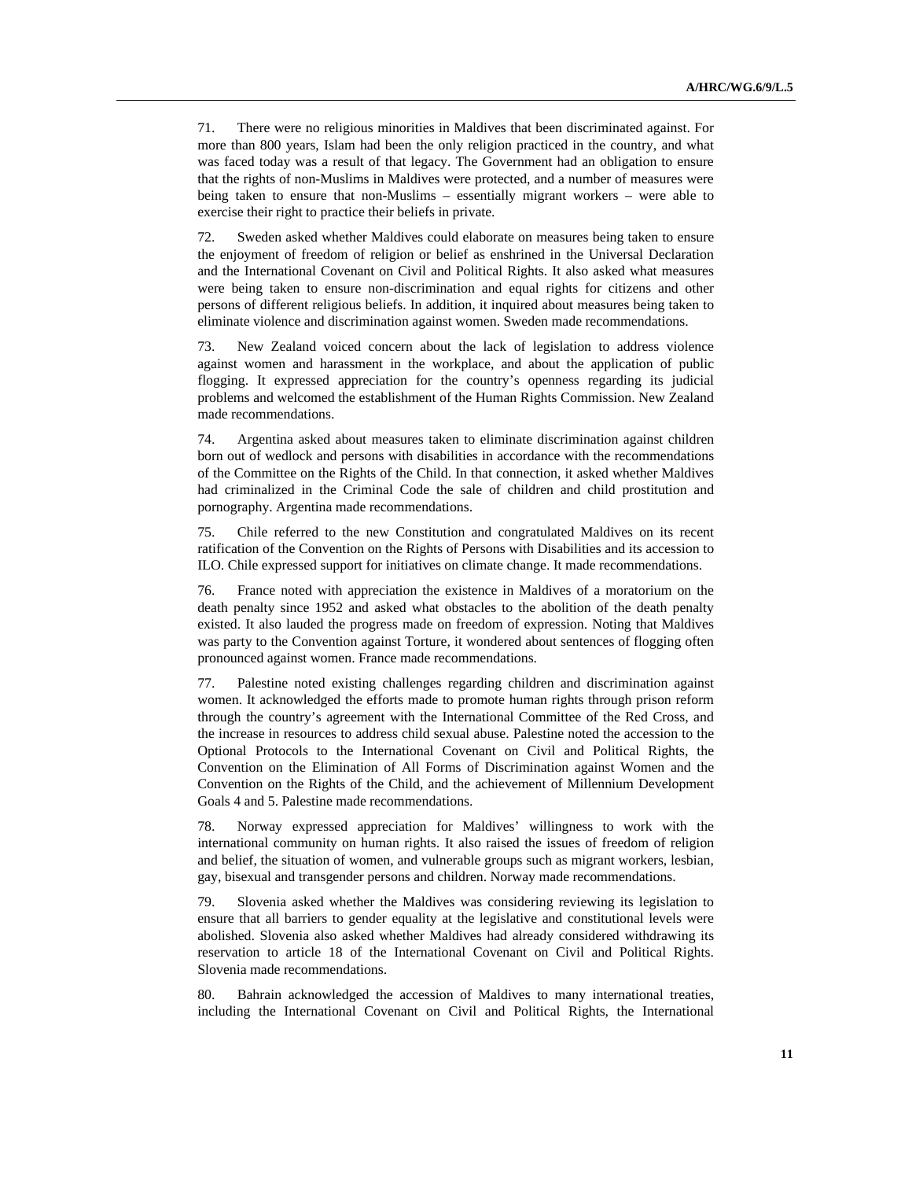71. There were no religious minorities in Maldives that been discriminated against. For more than 800 years, Islam had been the only religion practiced in the country, and what was faced today was a result of that legacy. The Government had an obligation to ensure that the rights of non-Muslims in Maldives were protected, and a number of measures were being taken to ensure that non-Muslims – essentially migrant workers – were able to exercise their right to practice their beliefs in private.

72. Sweden asked whether Maldives could elaborate on measures being taken to ensure the enjoyment of freedom of religion or belief as enshrined in the Universal Declaration and the International Covenant on Civil and Political Rights. It also asked what measures were being taken to ensure non-discrimination and equal rights for citizens and other persons of different religious beliefs. In addition, it inquired about measures being taken to eliminate violence and discrimination against women. Sweden made recommendations.

73. New Zealand voiced concern about the lack of legislation to address violence against women and harassment in the workplace, and about the application of public flogging. It expressed appreciation for the country's openness regarding its judicial problems and welcomed the establishment of the Human Rights Commission. New Zealand made recommendations.

74. Argentina asked about measures taken to eliminate discrimination against children born out of wedlock and persons with disabilities in accordance with the recommendations of the Committee on the Rights of the Child. In that connection, it asked whether Maldives had criminalized in the Criminal Code the sale of children and child prostitution and pornography. Argentina made recommendations.

75. Chile referred to the new Constitution and congratulated Maldives on its recent ratification of the Convention on the Rights of Persons with Disabilities and its accession to ILO. Chile expressed support for initiatives on climate change. It made recommendations.

76. France noted with appreciation the existence in Maldives of a moratorium on the death penalty since 1952 and asked what obstacles to the abolition of the death penalty existed. It also lauded the progress made on freedom of expression. Noting that Maldives was party to the Convention against Torture, it wondered about sentences of flogging often pronounced against women. France made recommendations.

77. Palestine noted existing challenges regarding children and discrimination against women. It acknowledged the efforts made to promote human rights through prison reform through the country's agreement with the International Committee of the Red Cross, and the increase in resources to address child sexual abuse. Palestine noted the accession to the Optional Protocols to the International Covenant on Civil and Political Rights, the Convention on the Elimination of All Forms of Discrimination against Women and the Convention on the Rights of the Child, and the achievement of Millennium Development Goals 4 and 5. Palestine made recommendations.

78. Norway expressed appreciation for Maldives' willingness to work with the international community on human rights. It also raised the issues of freedom of religion and belief, the situation of women, and vulnerable groups such as migrant workers, lesbian, gay, bisexual and transgender persons and children. Norway made recommendations.

79. Slovenia asked whether the Maldives was considering reviewing its legislation to ensure that all barriers to gender equality at the legislative and constitutional levels were abolished. Slovenia also asked whether Maldives had already considered withdrawing its reservation to article 18 of the International Covenant on Civil and Political Rights. Slovenia made recommendations.

80. Bahrain acknowledged the accession of Maldives to many international treaties, including the International Covenant on Civil and Political Rights, the International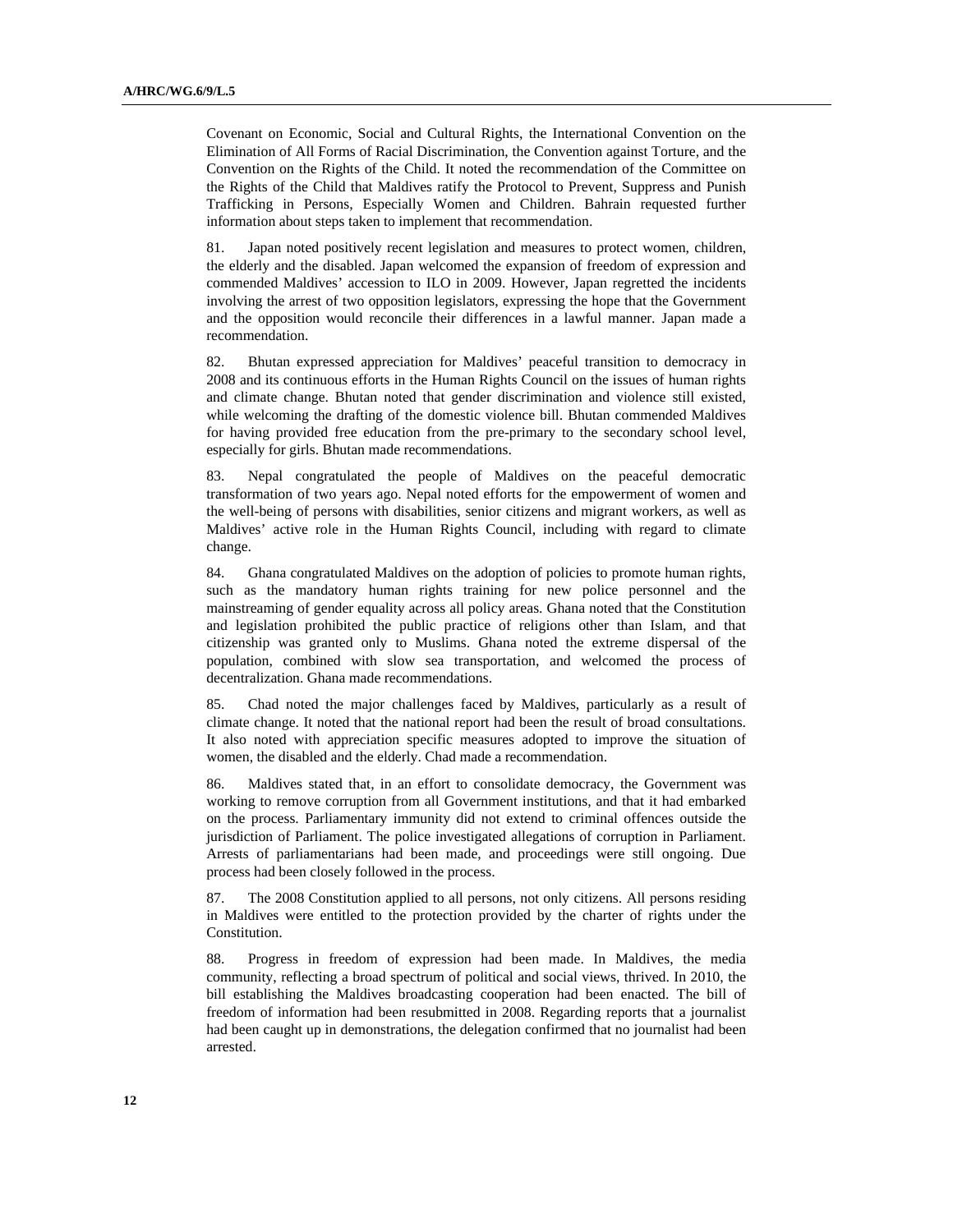Covenant on Economic, Social and Cultural Rights, the International Convention on the Elimination of All Forms of Racial Discrimination, the Convention against Torture, and the Convention on the Rights of the Child. It noted the recommendation of the Committee on the Rights of the Child that Maldives ratify the Protocol to Prevent, Suppress and Punish Trafficking in Persons, Especially Women and Children. Bahrain requested further information about steps taken to implement that recommendation.

81. Japan noted positively recent legislation and measures to protect women, children, the elderly and the disabled. Japan welcomed the expansion of freedom of expression and commended Maldives' accession to ILO in 2009. However, Japan regretted the incidents involving the arrest of two opposition legislators, expressing the hope that the Government and the opposition would reconcile their differences in a lawful manner. Japan made a recommendation.

82. Bhutan expressed appreciation for Maldives' peaceful transition to democracy in 2008 and its continuous efforts in the Human Rights Council on the issues of human rights and climate change. Bhutan noted that gender discrimination and violence still existed, while welcoming the drafting of the domestic violence bill. Bhutan commended Maldives for having provided free education from the pre-primary to the secondary school level, especially for girls. Bhutan made recommendations.

83. Nepal congratulated the people of Maldives on the peaceful democratic transformation of two years ago. Nepal noted efforts for the empowerment of women and the well-being of persons with disabilities, senior citizens and migrant workers, as well as Maldives' active role in the Human Rights Council, including with regard to climate change.

84. Ghana congratulated Maldives on the adoption of policies to promote human rights, such as the mandatory human rights training for new police personnel and the mainstreaming of gender equality across all policy areas. Ghana noted that the Constitution and legislation prohibited the public practice of religions other than Islam, and that citizenship was granted only to Muslims. Ghana noted the extreme dispersal of the population, combined with slow sea transportation, and welcomed the process of decentralization. Ghana made recommendations.

85. Chad noted the major challenges faced by Maldives, particularly as a result of climate change. It noted that the national report had been the result of broad consultations. It also noted with appreciation specific measures adopted to improve the situation of women, the disabled and the elderly. Chad made a recommendation.

86. Maldives stated that, in an effort to consolidate democracy, the Government was working to remove corruption from all Government institutions, and that it had embarked on the process. Parliamentary immunity did not extend to criminal offences outside the jurisdiction of Parliament. The police investigated allegations of corruption in Parliament. Arrests of parliamentarians had been made, and proceedings were still ongoing. Due process had been closely followed in the process.

87. The 2008 Constitution applied to all persons, not only citizens. All persons residing in Maldives were entitled to the protection provided by the charter of rights under the Constitution.

88. Progress in freedom of expression had been made. In Maldives, the media community, reflecting a broad spectrum of political and social views, thrived. In 2010, the bill establishing the Maldives broadcasting cooperation had been enacted. The bill of freedom of information had been resubmitted in 2008. Regarding reports that a journalist had been caught up in demonstrations, the delegation confirmed that no journalist had been arrested.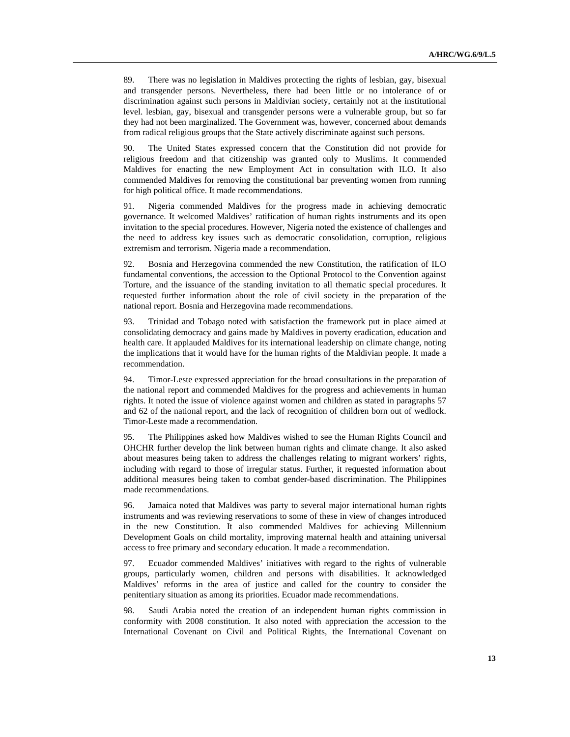89. There was no legislation in Maldives protecting the rights of lesbian, gay, bisexual and transgender persons. Nevertheless, there had been little or no intolerance of or discrimination against such persons in Maldivian society, certainly not at the institutional level. lesbian, gay, bisexual and transgender persons were a vulnerable group, but so far they had not been marginalized. The Government was, however, concerned about demands from radical religious groups that the State actively discriminate against such persons.

90. The United States expressed concern that the Constitution did not provide for religious freedom and that citizenship was granted only to Muslims. It commended Maldives for enacting the new Employment Act in consultation with ILO. It also commended Maldives for removing the constitutional bar preventing women from running for high political office. It made recommendations.

91. Nigeria commended Maldives for the progress made in achieving democratic governance. It welcomed Maldives' ratification of human rights instruments and its open invitation to the special procedures. However, Nigeria noted the existence of challenges and the need to address key issues such as democratic consolidation, corruption, religious extremism and terrorism. Nigeria made a recommendation.

92. Bosnia and Herzegovina commended the new Constitution, the ratification of ILO fundamental conventions, the accession to the Optional Protocol to the Convention against Torture, and the issuance of the standing invitation to all thematic special procedures. It requested further information about the role of civil society in the preparation of the national report. Bosnia and Herzegovina made recommendations.

93. Trinidad and Tobago noted with satisfaction the framework put in place aimed at consolidating democracy and gains made by Maldives in poverty eradication, education and health care. It applauded Maldives for its international leadership on climate change, noting the implications that it would have for the human rights of the Maldivian people. It made a recommendation.

94. Timor-Leste expressed appreciation for the broad consultations in the preparation of the national report and commended Maldives for the progress and achievements in human rights. It noted the issue of violence against women and children as stated in paragraphs 57 and 62 of the national report, and the lack of recognition of children born out of wedlock. Timor-Leste made a recommendation.

95. The Philippines asked how Maldives wished to see the Human Rights Council and OHCHR further develop the link between human rights and climate change. It also asked about measures being taken to address the challenges relating to migrant workers' rights, including with regard to those of irregular status. Further, it requested information about additional measures being taken to combat gender-based discrimination. The Philippines made recommendations.

96. Jamaica noted that Maldives was party to several major international human rights instruments and was reviewing reservations to some of these in view of changes introduced in the new Constitution. It also commended Maldives for achieving Millennium Development Goals on child mortality, improving maternal health and attaining universal access to free primary and secondary education. It made a recommendation.

97. Ecuador commended Maldives' initiatives with regard to the rights of vulnerable groups, particularly women, children and persons with disabilities. It acknowledged Maldives' reforms in the area of justice and called for the country to consider the penitentiary situation as among its priorities. Ecuador made recommendations.

98. Saudi Arabia noted the creation of an independent human rights commission in conformity with 2008 constitution. It also noted with appreciation the accession to the International Covenant on Civil and Political Rights, the International Covenant on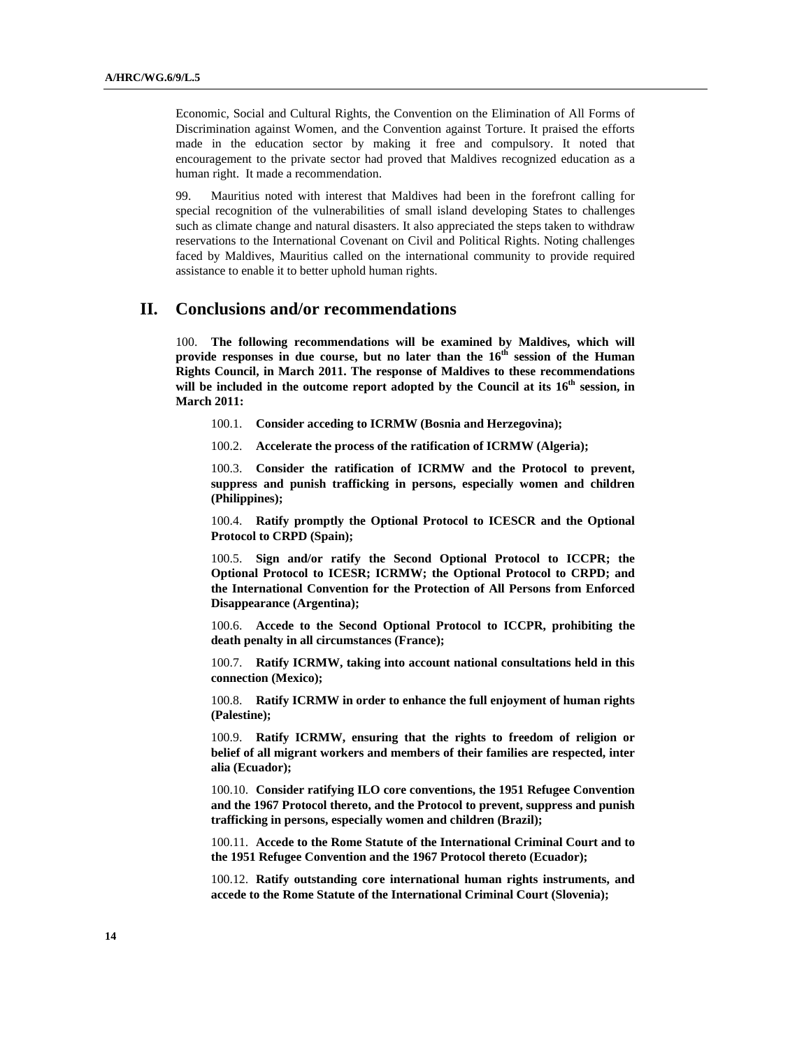Economic, Social and Cultural Rights, the Convention on the Elimination of All Forms of Discrimination against Women, and the Convention against Torture. It praised the efforts made in the education sector by making it free and compulsory. It noted that encouragement to the private sector had proved that Maldives recognized education as a human right. It made a recommendation.

99. Mauritius noted with interest that Maldives had been in the forefront calling for special recognition of the vulnerabilities of small island developing States to challenges such as climate change and natural disasters. It also appreciated the steps taken to withdraw reservations to the International Covenant on Civil and Political Rights. Noting challenges faced by Maldives, Mauritius called on the international community to provide required assistance to enable it to better uphold human rights.

## II. Conclusions and/or recommendations

100. **The following recommendations will be examined by Maldives, which will provide responses in due course, but no later than the 16th session of the Human Rights Council, in March 2011. The response of Maldives to these recommendations will be included in the outcome report adopted by the Council at its 16th session, in March 2011:**

100.1. **Consider acceding to ICRMW (Bosnia and Herzegovina);**

100.2. **Accelerate the process of the ratification of ICRMW (Algeria);**

100.3. **Consider the ratification of ICRMW and the Protocol to prevent, suppress and punish trafficking in persons, especially women and children (Philippines);**

100.4. **Ratify promptly the Optional Protocol to ICESCR and the Optional Protocol to CRPD (Spain);**

100.5. **Sign and/or ratify the Second Optional Protocol to ICCPR; the Optional Protocol to ICESR; ICRMW; the Optional Protocol to CRPD; and the International Convention for the Protection of All Persons from Enforced Disappearance (Argentina);**

100.6. **Accede to the Second Optional Protocol to ICCPR, prohibiting the death penalty in all circumstances (France);**

100.7. **Ratify ICRMW, taking into account national consultations held in this connection (Mexico);**

100.8. **Ratify ICRMW in order to enhance the full enjoyment of human rights (Palestine);**

100.9. **Ratify ICRMW, ensuring that the rights to freedom of religion or belief of all migrant workers and members of their families are respected, inter alia (Ecuador);**

100.10. **Consider ratifying ILO core conventions, the 1951 Refugee Convention and the 1967 Protocol thereto, and the Protocol to prevent, suppress and punish trafficking in persons, especially women and children (Brazil);**

100.11. **Accede to the Rome Statute of the International Criminal Court and to the 1951 Refugee Convention and the 1967 Protocol thereto (Ecuador);**

100.12. **Ratify outstanding core international human rights instruments, and accede to the Rome Statute of the International Criminal Court (Slovenia);**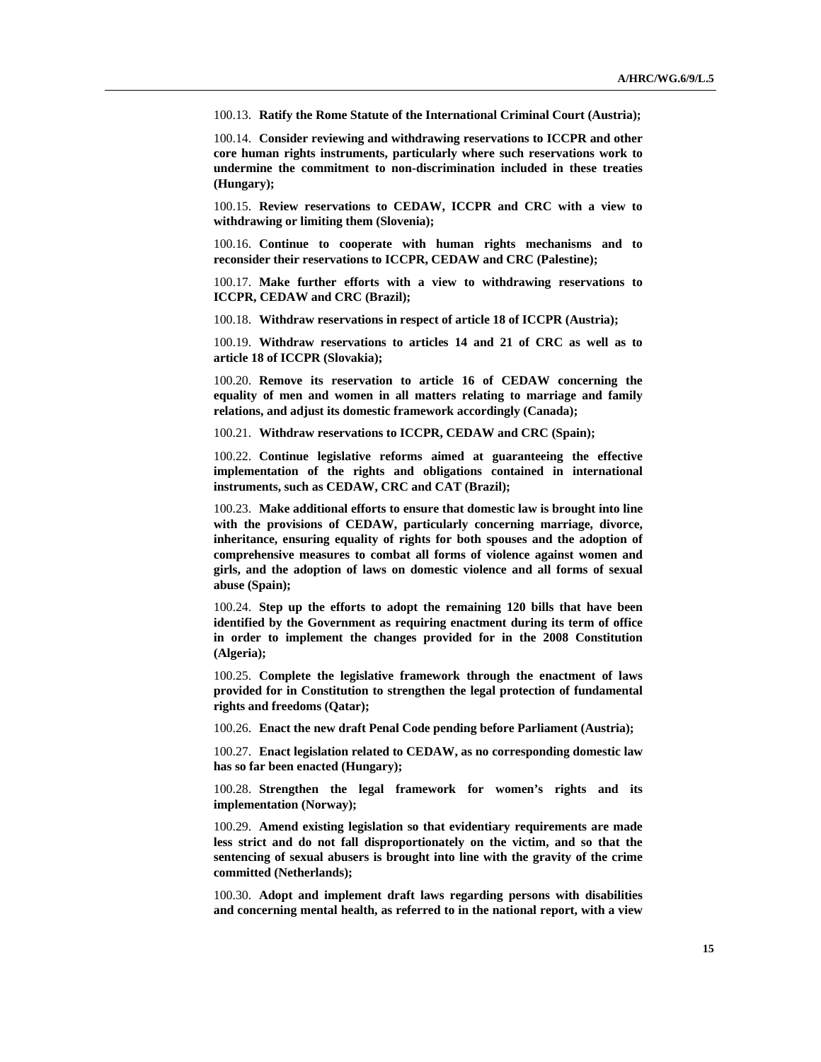100.13. **Ratify the Rome Statute of the International Criminal Court (Austria);**

100.14. **Consider reviewing and withdrawing reservations to ICCPR and other core human rights instruments, particularly where such reservations work to undermine the commitment to non-discrimination included in these treaties (Hungary);**

100.15. **Review reservations to CEDAW, ICCPR and CRC with a view to withdrawing or limiting them (Slovenia);**

100.16. **Continue to cooperate with human rights mechanisms and to reconsider their reservations to ICCPR, CEDAW and CRC (Palestine);**

100.17. **Make further efforts with a view to withdrawing reservations to ICCPR, CEDAW and CRC (Brazil);**

100.18. **Withdraw reservations in respect of article 18 of ICCPR (Austria);**

100.19. **Withdraw reservations to articles 14 and 21 of CRC as well as to article 18 of ICCPR (Slovakia);**

100.20. **Remove its reservation to article 16 of CEDAW concerning the equality of men and women in all matters relating to marriage and family relations, and adjust its domestic framework accordingly (Canada);**

100.21. **Withdraw reservations to ICCPR, CEDAW and CRC (Spain);**

100.22. **Continue legislative reforms aimed at guaranteeing the effective implementation of the rights and obligations contained in international instruments, such as CEDAW, CRC and CAT (Brazil);**

100.23. **Make additional efforts to ensure that domestic law is brought into line with the provisions of CEDAW, particularly concerning marriage, divorce, inheritance, ensuring equality of rights for both spouses and the adoption of comprehensive measures to combat all forms of violence against women and girls, and the adoption of laws on domestic violence and all forms of sexual abuse (Spain);**

100.24. **Step up the efforts to adopt the remaining 120 bills that have been identified by the Government as requiring enactment during its term of office in order to implement the changes provided for in the 2008 Constitution (Algeria);**

100.25. **Complete the legislative framework through the enactment of laws provided for in Constitution to strengthen the legal protection of fundamental rights and freedoms (Qatar);**

100.26. **Enact the new draft Penal Code pending before Parliament (Austria);**

100.27. **Enact legislation related to CEDAW, as no corresponding domestic law has so far been enacted (Hungary);**

100.28. **Strengthen the legal framework for women's rights and its implementation (Norway);**

100.29. **Amend existing legislation so that evidentiary requirements are made less strict and do not fall disproportionately on the victim, and so that the sentencing of sexual abusers is brought into line with the gravity of the crime committed (Netherlands);**

100.30. **Adopt and implement draft laws regarding persons with disabilities and concerning mental health, as referred to in the national report, with a view**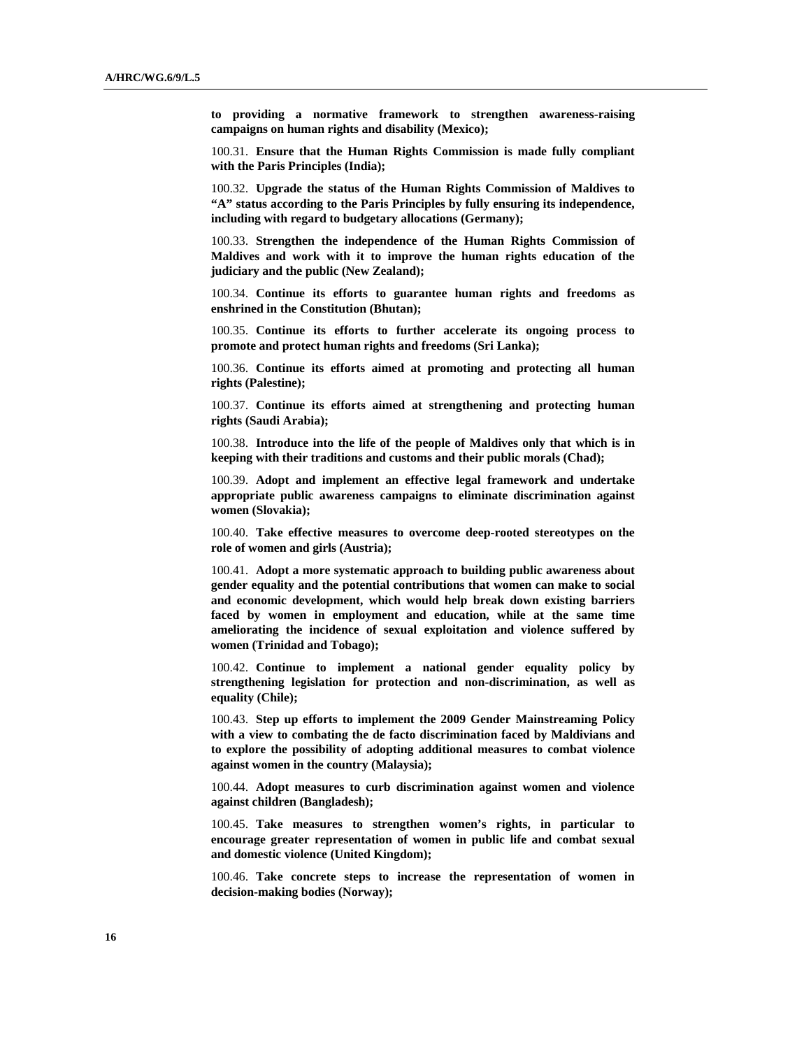**to providing a normative framework to strengthen awareness-raising campaigns on human rights and disability (Mexico);**

100.31. **Ensure that the Human Rights Commission is made fully compliant with the Paris Principles (India);**

100.32. **Upgrade the status of the Human Rights Commission of Maldives to "A" status according to the Paris Principles by fully ensuring its independence, including with regard to budgetary allocations (Germany);**

100.33. **Strengthen the independence of the Human Rights Commission of Maldives and work with it to improve the human rights education of the judiciary and the public (New Zealand);**

100.34. **Continue its efforts to guarantee human rights and freedoms as enshrined in the Constitution (Bhutan);**

100.35. **Continue its efforts to further accelerate its ongoing process to promote and protect human rights and freedoms (Sri Lanka);**

100.36. **Continue its efforts aimed at promoting and protecting all human rights (Palestine);**

100.37. **Continue its efforts aimed at strengthening and protecting human rights (Saudi Arabia);**

100.38. **Introduce into the life of the people of Maldives only that which is in keeping with their traditions and customs and their public morals (Chad);**

100.39. **Adopt and implement an effective legal framework and undertake appropriate public awareness campaigns to eliminate discrimination against women (Slovakia);**

100.40. **Take effective measures to overcome deep-rooted stereotypes on the role of women and girls (Austria);**

100.41. **Adopt a more systematic approach to building public awareness about gender equality and the potential contributions that women can make to social and economic development, which would help break down existing barriers faced by women in employment and education, while at the same time ameliorating the incidence of sexual exploitation and violence suffered by women (Trinidad and Tobago);**

100.42. **Continue to implement a national gender equality policy by strengthening legislation for protection and non-discrimination, as well as equality (Chile);**

100.43. **Step up efforts to implement the 2009 Gender Mainstreaming Policy with a view to combating the de facto discrimination faced by Maldivians and to explore the possibility of adopting additional measures to combat violence against women in the country (Malaysia);**

100.44. **Adopt measures to curb discrimination against women and violence against children (Bangladesh);**

100.45. **Take measures to strengthen women's rights, in particular to encourage greater representation of women in public life and combat sexual and domestic violence (United Kingdom);**

100.46. **Take concrete steps to increase the representation of women in decision-making bodies (Norway);**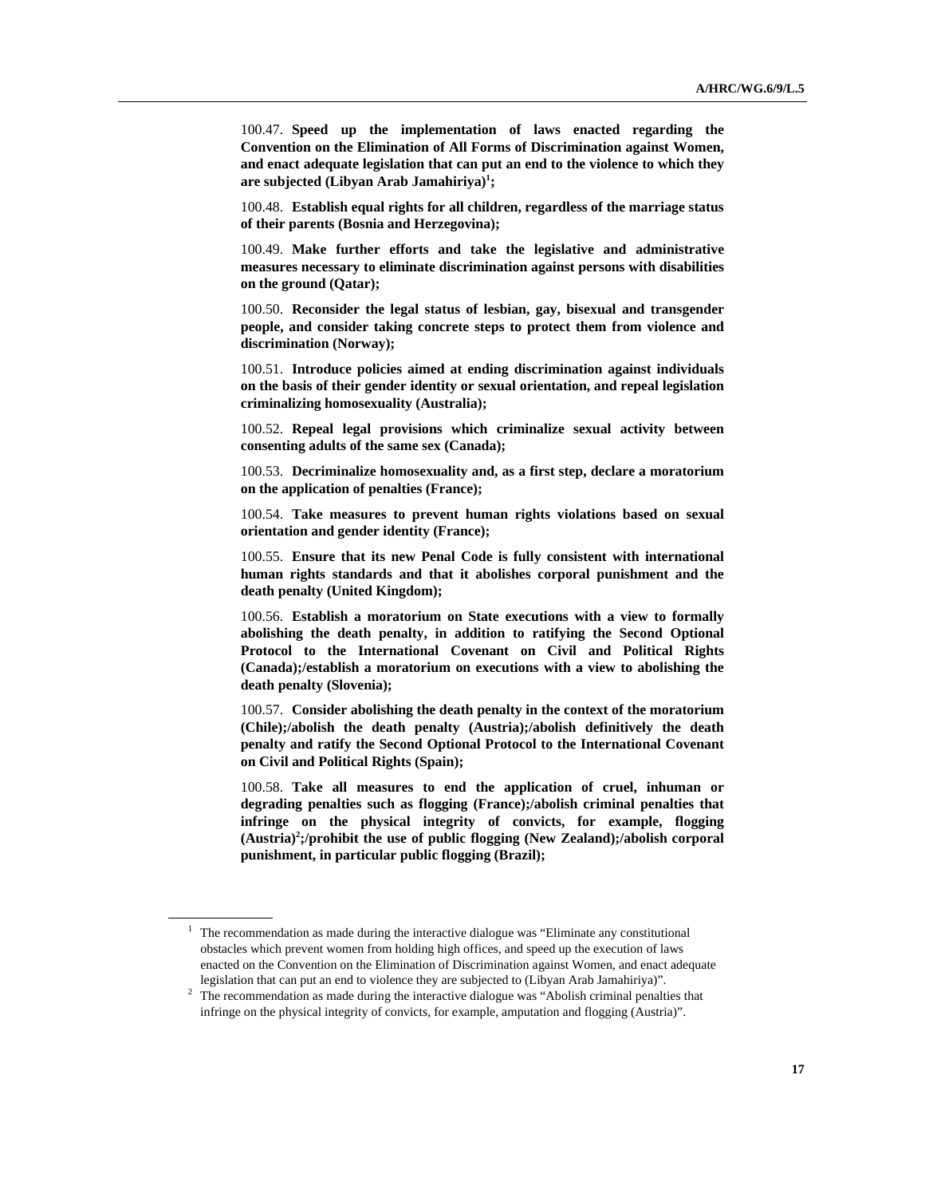100.47. **Speed up the implementation of laws enacted regarding the Convention on the Elimination of All Forms of Discrimination against Women, and enact adequate legislation that can put an end to the violence to which they are subjected (Libyan Arab Jamahiriya)[1];**

100.48. **Establish equal rights for all children, regardless of the marriage status of their parents (Bosnia and Herzegovina);**

100.49. **Make further efforts and take the legislative and administrative measures necessary to eliminate discrimination against persons with disabilities on the ground (Qatar);**

100.50. **Reconsider the legal status of lesbian, gay, bisexual and transgender people, and consider taking concrete steps to protect them from violence and discrimination (Norway);**

100.51. **Introduce policies aimed at ending discrimination against individuals on the basis of their gender identity or sexual orientation, and repeal legislation criminalizing homosexuality (Australia);**

100.52. **Repeal legal provisions which criminalize sexual activity between consenting adults of the same sex (Canada);**

100.53. **Decriminalize homosexuality and, as a first step, declare a moratorium on the application of penalties (France);**

100.54. **Take measures to prevent human rights violations based on sexual orientation and gender identity (France);**

100.55. **Ensure that its new Penal Code is fully consistent with international human rights standards and that it abolishes corporal punishment and the death penalty (United Kingdom);**

100.56. **Establish a moratorium on State executions with a view to formally abolishing the death penalty, in addition to ratifying the Second Optional Protocol to the International Covenant on Civil and Political Rights (Canada);/establish a moratorium on executions with a view to abolishing the death penalty (Slovenia);**

100.57. **Consider abolishing the death penalty in the context of the moratorium (Chile);/abolish the death penalty (Austria);/abolish definitively the death penalty and ratify the Second Optional Protocol to the International Covenant on Civil and Political Rights (Spain);**

100.58. **Take all measures to end the application of cruel, inhuman or degrading penalties such as flogging (France);/abolish criminal penalties that infringe on the physical integrity of convicts, for example, flogging (Austria)[2];/prohibit the use of public flogging (New Zealand);/abolish corporal punishment, in particular public flogging (Brazil);**

---

[1] The recommendation as made during the interactive dialogue was "Eliminate any constitutional obstacles which prevent women from holding high offices, and speed up the execution of laws enacted on the Convention on the Elimination of Discrimination against Women, and enact adequate legislation that can put an end to violence they are subjected to (Libyan Arab Jamahiriya)".

[2] The recommendation as made during the interactive dialogue was "Abolish criminal penalties that infringe on the physical integrity of convicts, for example, amputation and flogging (Austria)".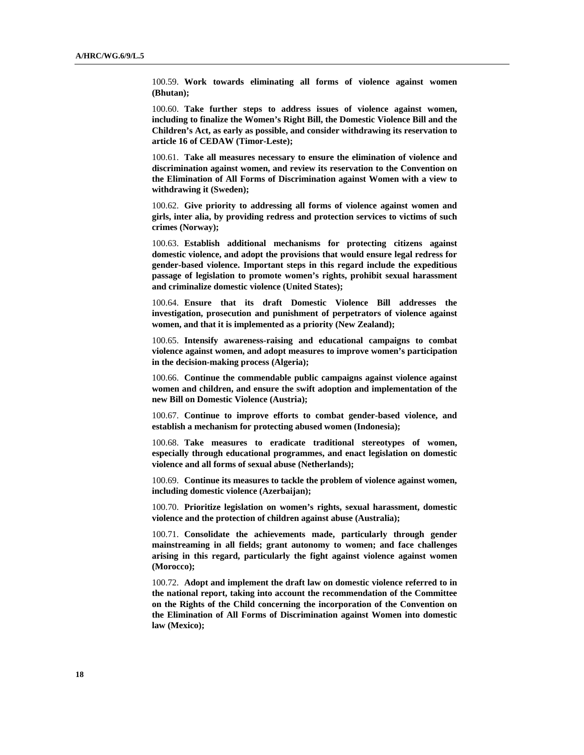100.59. **Work towards eliminating all forms of violence against women (Bhutan);**

100.60. **Take further steps to address issues of violence against women, including to finalize the Women's Right Bill, the Domestic Violence Bill and the Children's Act, as early as possible, and consider withdrawing its reservation to article 16 of CEDAW (Timor-Leste);**

100.61. **Take all measures necessary to ensure the elimination of violence and discrimination against women, and review its reservation to the Convention on the Elimination of All Forms of Discrimination against Women with a view to withdrawing it (Sweden);**

100.62. **Give priority to addressing all forms of violence against women and girls, inter alia, by providing redress and protection services to victims of such crimes (Norway);**

100.63. **Establish additional mechanisms for protecting citizens against domestic violence, and adopt the provisions that would ensure legal redress for gender-based violence. Important steps in this regard include the expeditious passage of legislation to promote women's rights, prohibit sexual harassment and criminalize domestic violence (United States);**

100.64. **Ensure that its draft Domestic Violence Bill addresses the investigation, prosecution and punishment of perpetrators of violence against women, and that it is implemented as a priority (New Zealand);**

100.65. **Intensify awareness-raising and educational campaigns to combat violence against women, and adopt measures to improve women's participation in the decision-making process (Algeria);**

100.66. **Continue the commendable public campaigns against violence against women and children, and ensure the swift adoption and implementation of the new Bill on Domestic Violence (Austria);**

100.67. **Continue to improve efforts to combat gender-based violence, and establish a mechanism for protecting abused women (Indonesia);**

100.68. **Take measures to eradicate traditional stereotypes of women, especially through educational programmes, and enact legislation on domestic violence and all forms of sexual abuse (Netherlands);**

100.69. **Continue its measures to tackle the problem of violence against women, including domestic violence (Azerbaijan);**

100.70. **Prioritize legislation on women's rights, sexual harassment, domestic violence and the protection of children against abuse (Australia);**

100.71. **Consolidate the achievements made, particularly through gender mainstreaming in all fields; grant autonomy to women; and face challenges arising in this regard, particularly the fight against violence against women (Morocco);**

100.72. **Adopt and implement the draft law on domestic violence referred to in the national report, taking into account the recommendation of the Committee on the Rights of the Child concerning the incorporation of the Convention on the Elimination of All Forms of Discrimination against Women into domestic law (Mexico);**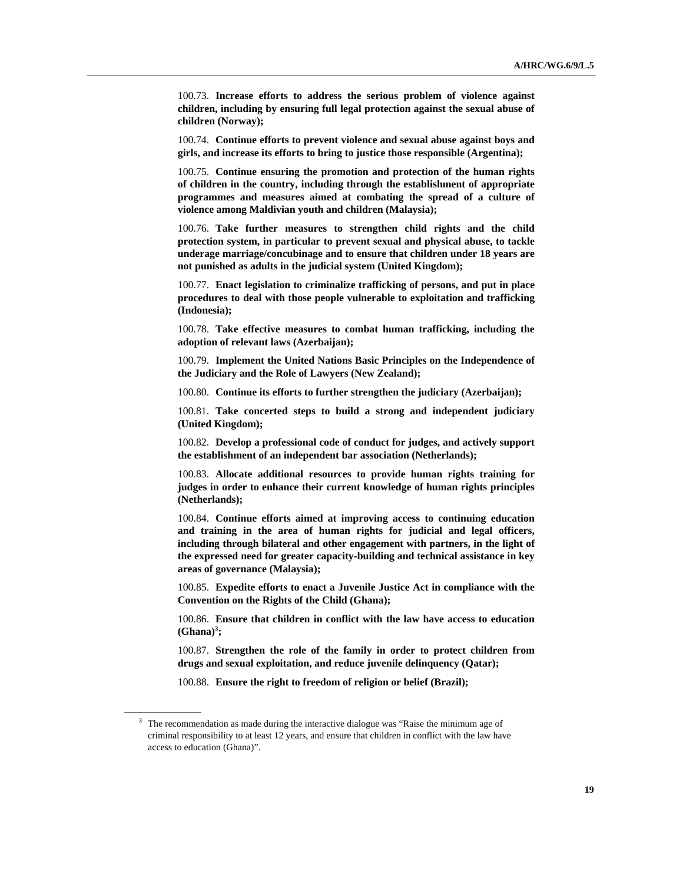100.73. **Increase efforts to address the serious problem of violence against children, including by ensuring full legal protection against the sexual abuse of children (Norway);**

100.74. **Continue efforts to prevent violence and sexual abuse against boys and girls, and increase its efforts to bring to justice those responsible (Argentina);**

100.75. **Continue ensuring the promotion and protection of the human rights of children in the country, including through the establishment of appropriate programmes and measures aimed at combating the spread of a culture of violence among Maldivian youth and children (Malaysia);**

100.76. **Take further measures to strengthen child rights and the child protection system, in particular to prevent sexual and physical abuse, to tackle underage marriage/concubinage and to ensure that children under 18 years are not punished as adults in the judicial system (United Kingdom);**

100.77. **Enact legislation to criminalize trafficking of persons, and put in place procedures to deal with those people vulnerable to exploitation and trafficking (Indonesia);**

100.78. **Take effective measures to combat human trafficking, including the adoption of relevant laws (Azerbaijan);**

100.79. **Implement the United Nations Basic Principles on the Independence of the Judiciary and the Role of Lawyers (New Zealand);**

100.80. **Continue its efforts to further strengthen the judiciary (Azerbaijan);**

100.81. **Take concerted steps to build a strong and independent judiciary (United Kingdom);**

100.82. **Develop a professional code of conduct for judges, and actively support the establishment of an independent bar association (Netherlands);**

100.83. **Allocate additional resources to provide human rights training for judges in order to enhance their current knowledge of human rights principles (Netherlands);**

100.84. **Continue efforts aimed at improving access to continuing education and training in the area of human rights for judicial and legal officers, including through bilateral and other engagement with partners, in the light of the expressed need for greater capacity-building and technical assistance in key areas of governance (Malaysia);**

100.85. **Expedite efforts to enact a Juvenile Justice Act in compliance with the Convention on the Rights of the Child (Ghana);**

100.86. **Ensure that children in conflict with the law have access to education (Ghana)[3];**

100.87. **Strengthen the role of the family in order to protect children from drugs and sexual exploitation, and reduce juvenile delinquency (Qatar);**

100.88. **Ensure the right to freedom of religion or belief (Brazil);**

---

[3] The recommendation as made during the interactive dialogue was "Raise the minimum age of criminal responsibility to at least 12 years, and ensure that children in conflict with the law have access to education (Ghana)".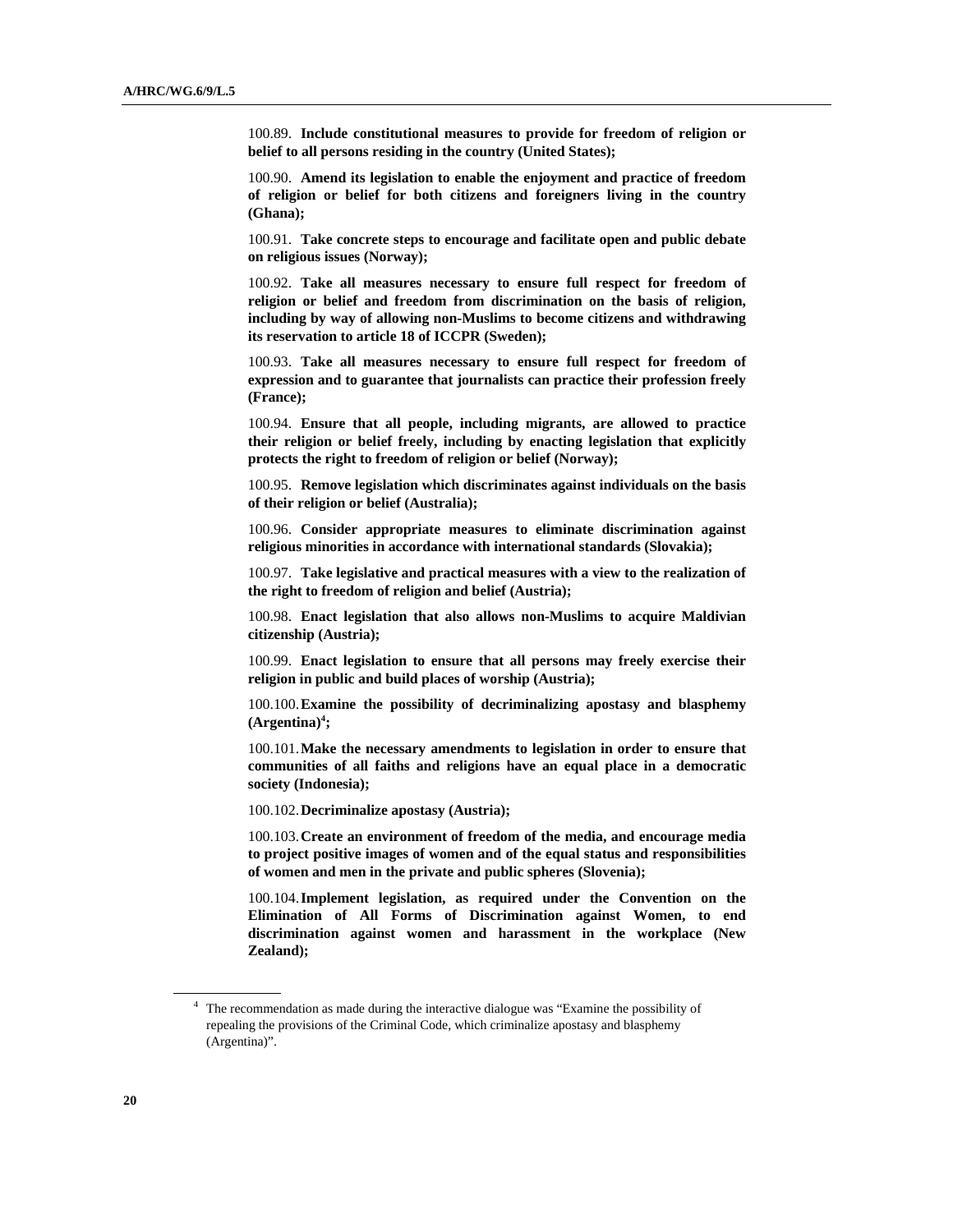100.89. **Include constitutional measures to provide for freedom of religion or belief to all persons residing in the country (United States);**

100.90. **Amend its legislation to enable the enjoyment and practice of freedom of religion or belief for both citizens and foreigners living in the country (Ghana);**

100.91. **Take concrete steps to encourage and facilitate open and public debate on religious issues (Norway);**

100.92. **Take all measures necessary to ensure full respect for freedom of religion or belief and freedom from discrimination on the basis of religion, including by way of allowing non-Muslims to become citizens and withdrawing its reservation to article 18 of ICCPR (Sweden);**

100.93. **Take all measures necessary to ensure full respect for freedom of expression and to guarantee that journalists can practice their profession freely (France);**

100.94. **Ensure that all people, including migrants, are allowed to practice their religion or belief freely, including by enacting legislation that explicitly protects the right to freedom of religion or belief (Norway);**

100.95. **Remove legislation which discriminates against individuals on the basis of their religion or belief (Australia);**

100.96. **Consider appropriate measures to eliminate discrimination against religious minorities in accordance with international standards (Slovakia);**

100.97. **Take legislative and practical measures with a view to the realization of the right to freedom of religion and belief (Austria);**

100.98. **Enact legislation that also allows non-Muslims to acquire Maldivian citizenship (Austria);**

100.99. **Enact legislation to ensure that all persons may freely exercise their religion in public and build places of worship (Austria);**

100.100. **Examine the possibility of decriminalizing apostasy and blasphemy (Argentina)[4];**

100.101. **Make the necessary amendments to legislation in order to ensure that communities of all faiths and religions have an equal place in a democratic society (Indonesia);**

100.102. **Decriminalize apostasy (Austria);**

100.103. **Create an environment of freedom of the media, and encourage media to project positive images of women and of the equal status and responsibilities of women and men in the private and public spheres (Slovenia);**

100.104. **Implement legislation, as required under the Convention on the Elimination of All Forms of Discrimination against Women, to end discrimination against women and harassment in the workplace (New Zealand);**

---

[4] The recommendation as made during the interactive dialogue was "Examine the possibility of repealing the provisions of the Criminal Code, which criminalize apostasy and blasphemy (Argentina)".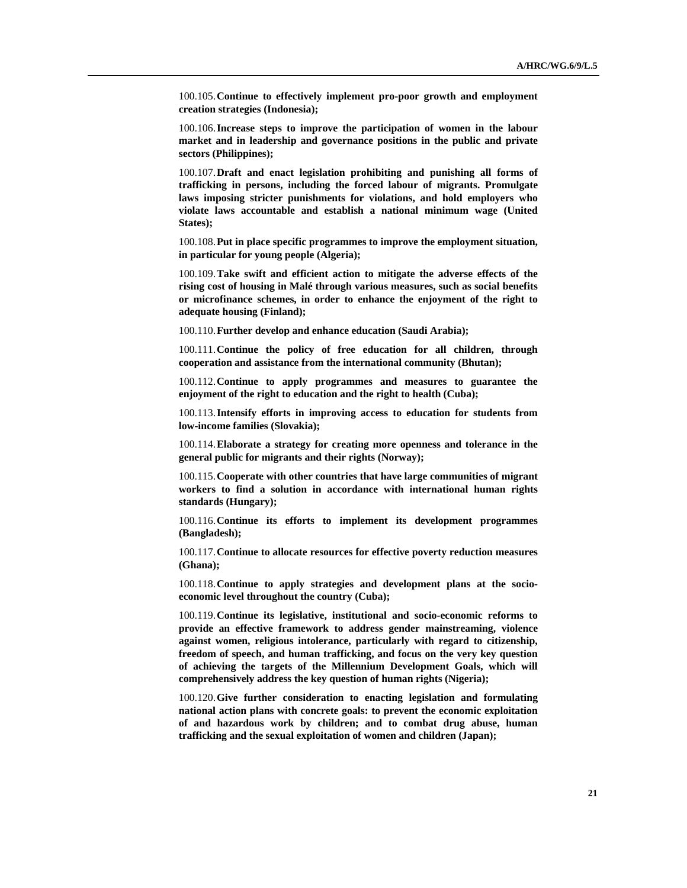100.105. **Continue to effectively implement pro-poor growth and employment creation strategies (Indonesia);**

100.106. **Increase steps to improve the participation of women in the labour market and in leadership and governance positions in the public and private sectors (Philippines);**

100.107. **Draft and enact legislation prohibiting and punishing all forms of trafficking in persons, including the forced labour of migrants. Promulgate laws imposing stricter punishments for violations, and hold employers who violate laws accountable and establish a national minimum wage (United States);**

100.108. **Put in place specific programmes to improve the employment situation, in particular for young people (Algeria);**

100.109. **Take swift and efficient action to mitigate the adverse effects of the rising cost of housing in Malé through various measures, such as social benefits or microfinance schemes, in order to enhance the enjoyment of the right to adequate housing (Finland);**

100.110. **Further develop and enhance education (Saudi Arabia);**

100.111. **Continue the policy of free education for all children, through cooperation and assistance from the international community (Bhutan);**

100.112. **Continue to apply programmes and measures to guarantee the enjoyment of the right to education and the right to health (Cuba);**

100.113. **Intensify efforts in improving access to education for students from low-income families (Slovakia);**

100.114. **Elaborate a strategy for creating more openness and tolerance in the general public for migrants and their rights (Norway);**

100.115. **Cooperate with other countries that have large communities of migrant workers to find a solution in accordance with international human rights standards (Hungary);**

100.116. **Continue its efforts to implement its development programmes (Bangladesh);**

100.117. **Continue to allocate resources for effective poverty reduction measures (Ghana);**

100.118. **Continue to apply strategies and development plans at the socio-economic level throughout the country (Cuba);**

100.119. **Continue its legislative, institutional and socio-economic reforms to provide an effective framework to address gender mainstreaming, violence against women, religious intolerance, particularly with regard to citizenship, freedom of speech, and human trafficking, and focus on the very key question of achieving the targets of the Millennium Development Goals, which will comprehensively address the key question of human rights (Nigeria);**

100.120. **Give further consideration to enacting legislation and formulating national action plans with concrete goals: to prevent the economic exploitation of and hazardous work by children; and to combat drug abuse, human trafficking and the sexual exploitation of women and children (Japan);**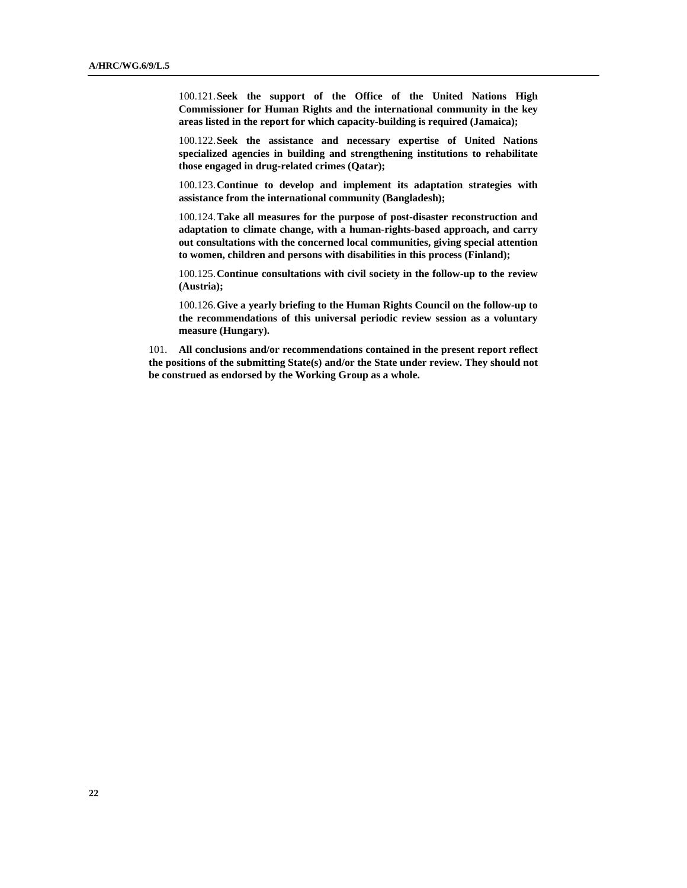100.121. **Seek the support of the Office of the United Nations High Commissioner for Human Rights and the international community in the key areas listed in the report for which capacity-building is required (Jamaica);**

100.122. **Seek the assistance and necessary expertise of United Nations specialized agencies in building and strengthening institutions to rehabilitate those engaged in drug-related crimes (Qatar);**

100.123. **Continue to develop and implement its adaptation strategies with assistance from the international community (Bangladesh);**

100.124. **Take all measures for the purpose of post-disaster reconstruction and adaptation to climate change, with a human-rights-based approach, and carry out consultations with the concerned local communities, giving special attention to women, children and persons with disabilities in this process (Finland);**

100.125. **Continue consultations with civil society in the follow-up to the review (Austria);**

100.126. **Give a yearly briefing to the Human Rights Council on the follow-up to the recommendations of this universal periodic review session as a voluntary measure (Hungary).**

101. **All conclusions and/or recommendations contained in the present report reflect the positions of the submitting State(s) and/or the State under review. They should not be construed as endorsed by the Working Group as a whole.**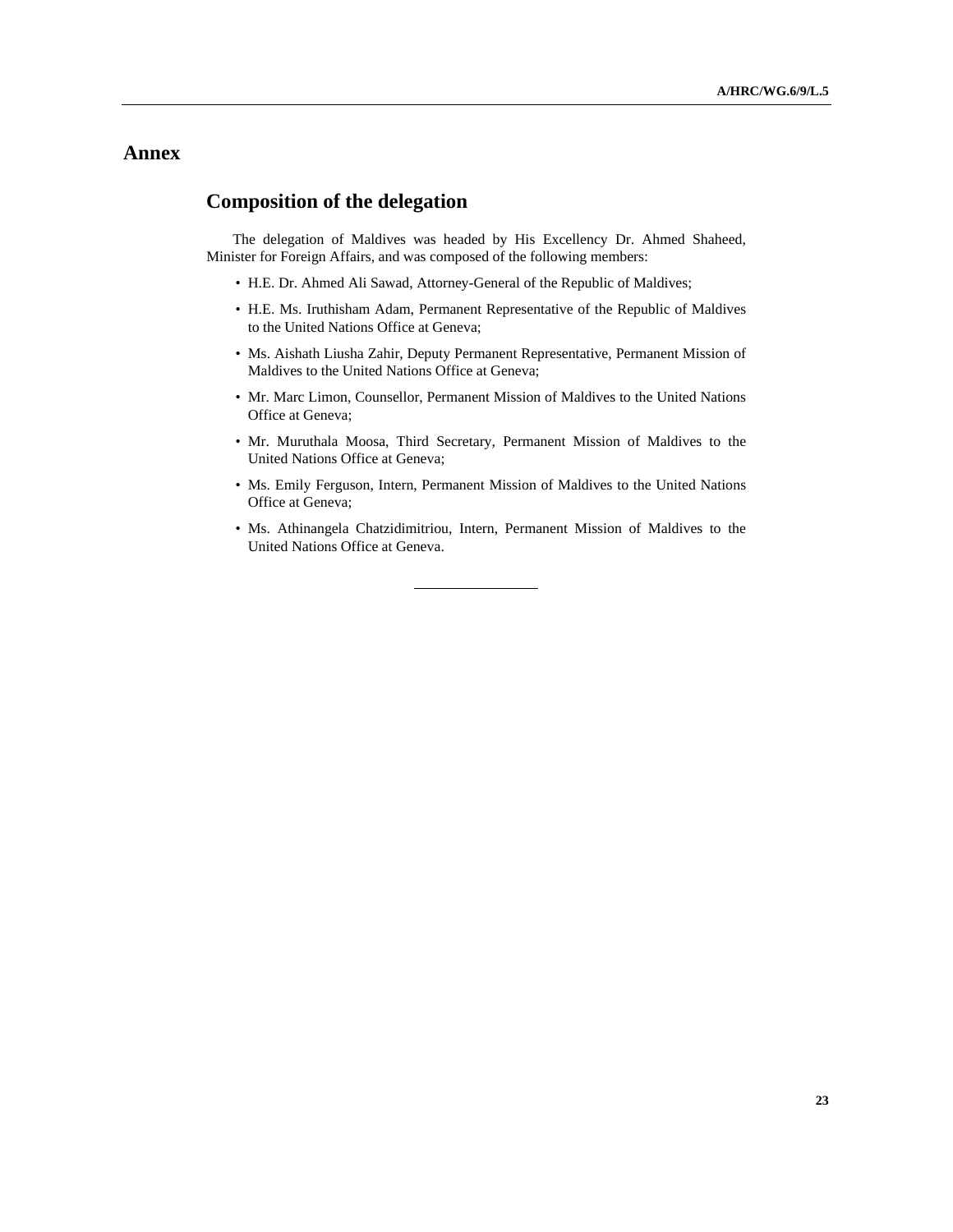# Annex

## Composition of the delegation

The delegation of Maldives was headed by His Excellency Dr. Ahmed Shaheed, Minister for Foreign Affairs, and was composed of the following members:

- H.E. Dr. Ahmed Ali Sawad, Attorney-General of the Republic of Maldives;
- H.E. Ms. Iruthisham Adam, Permanent Representative of the Republic of Maldives to the United Nations Office at Geneva;
- Ms. Aishath Liusha Zahir, Deputy Permanent Representative, Permanent Mission of Maldives to the United Nations Office at Geneva;
- Mr. Marc Limon, Counsellor, Permanent Mission of Maldives to the United Nations Office at Geneva;
- Mr. Muruthala Moosa, Third Secretary, Permanent Mission of Maldives to the United Nations Office at Geneva;
- Ms. Emily Ferguson, Intern, Permanent Mission of Maldives to the United Nations Office at Geneva;
- Ms. Athinangela Chatzidimitriou, Intern, Permanent Mission of Maldives to the United Nations Office at Geneva.